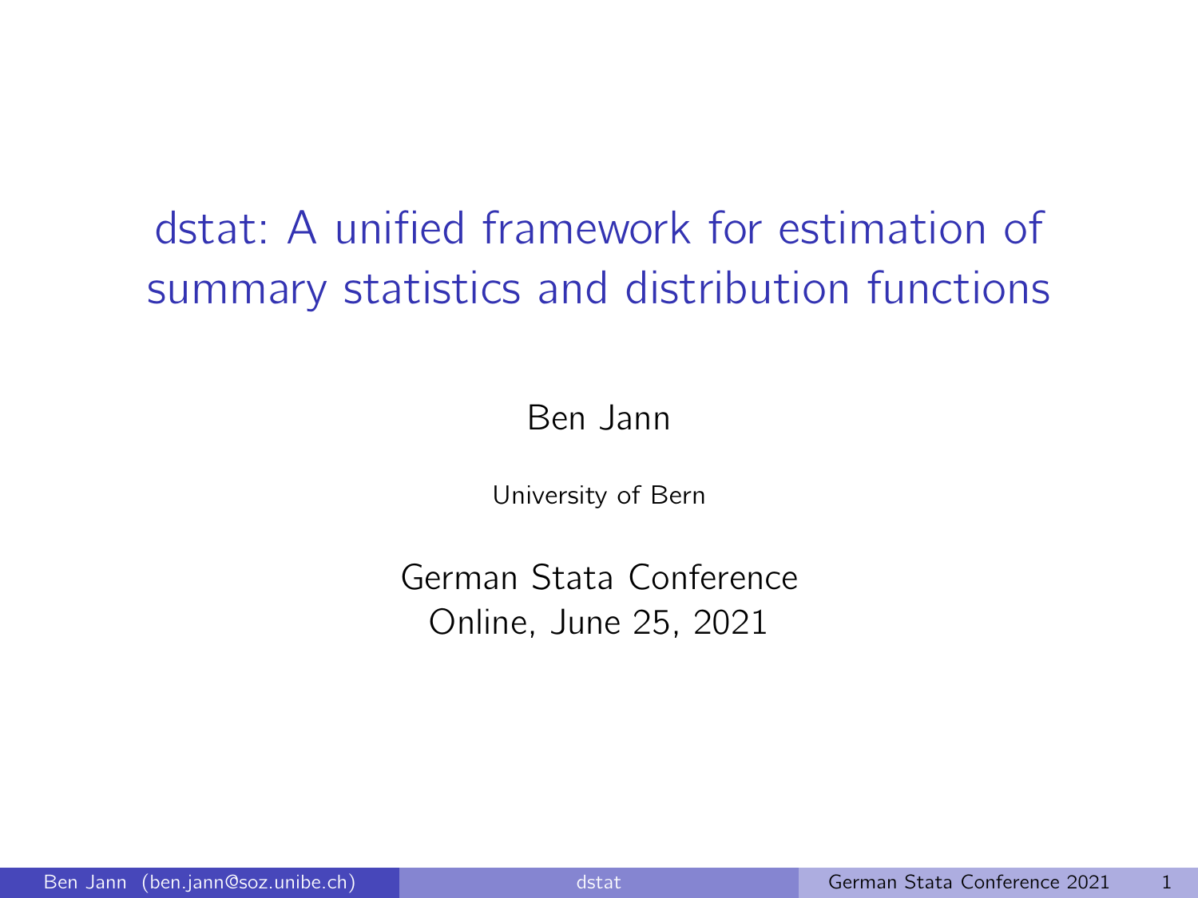# dstat: A unified framework for estimation of summary statistics and distribution functions

Ben Jann

University of Bern

German Stata Conference
Online, June 25, 2021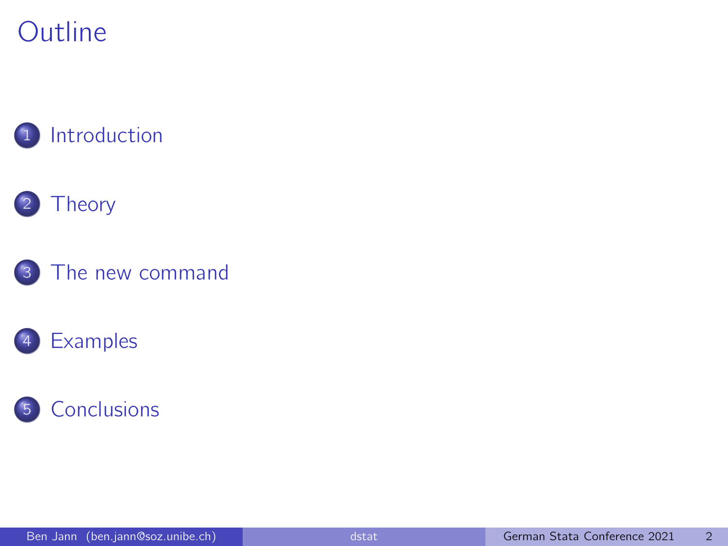# Outline

1. Introduction
2. Theory
3. The new command
4. Examples
5. Conclusions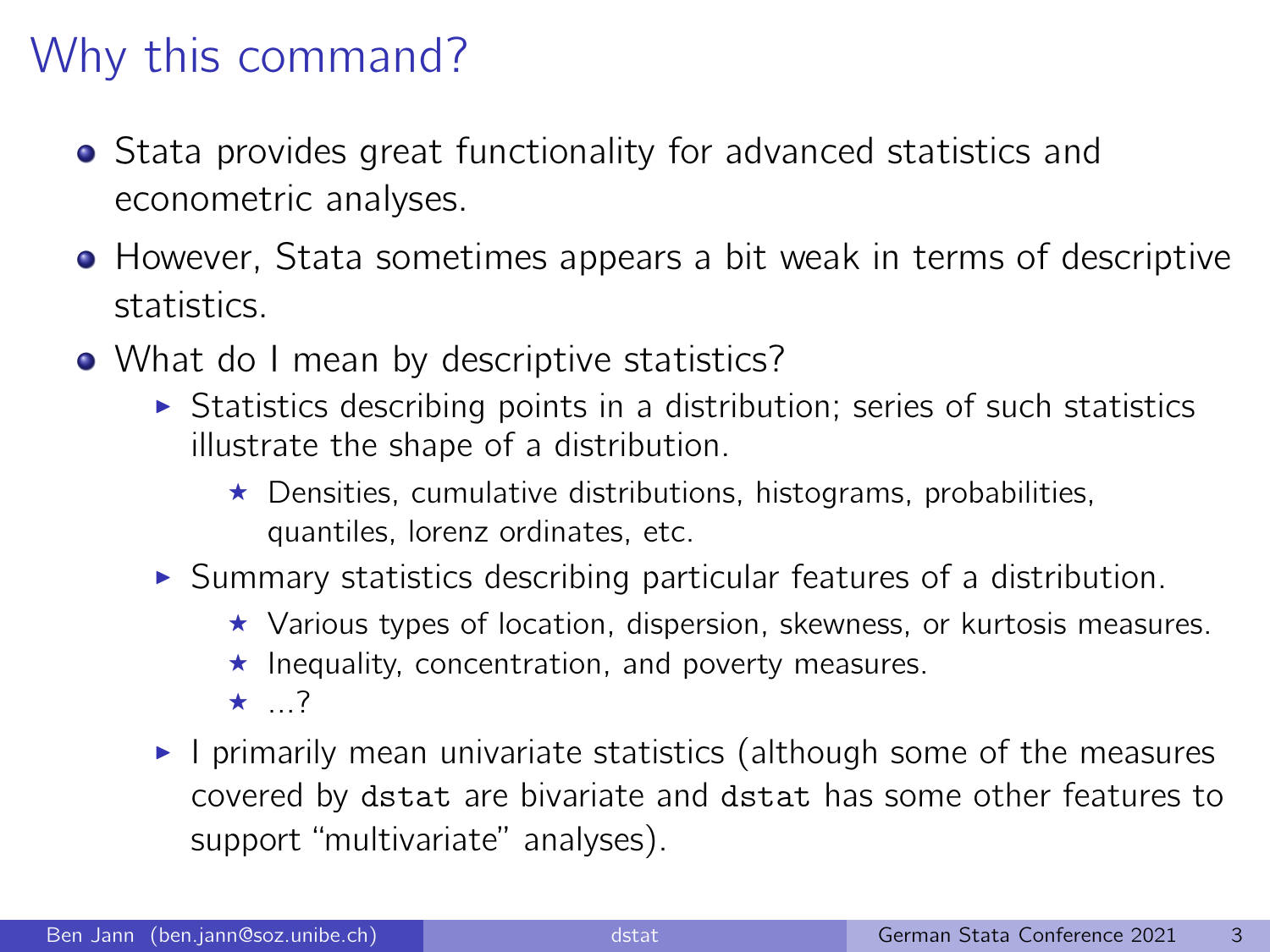# Why this command?

- Stata provides great functionality for advanced statistics and econometric analyses.
- However, Stata sometimes appears a bit weak in terms of descriptive statistics.
- What do I mean by descriptive statistics?
  - Statistics describing points in a distribution; series of such statistics illustrate the shape of a distribution.
    - Densities, cumulative distributions, histograms, probabilities, quantiles, lorenz ordinates, etc.
  - Summary statistics describing particular features of a distribution.
    - Various types of location, dispersion, skewness, or kurtosis measures.
    - Inequality, concentration, and poverty measures.
    - ...?
  - I primarily mean univariate statistics (although some of the measures covered by `dstat` are bivariate and `dstat` has some other features to support "multivariate" analyses).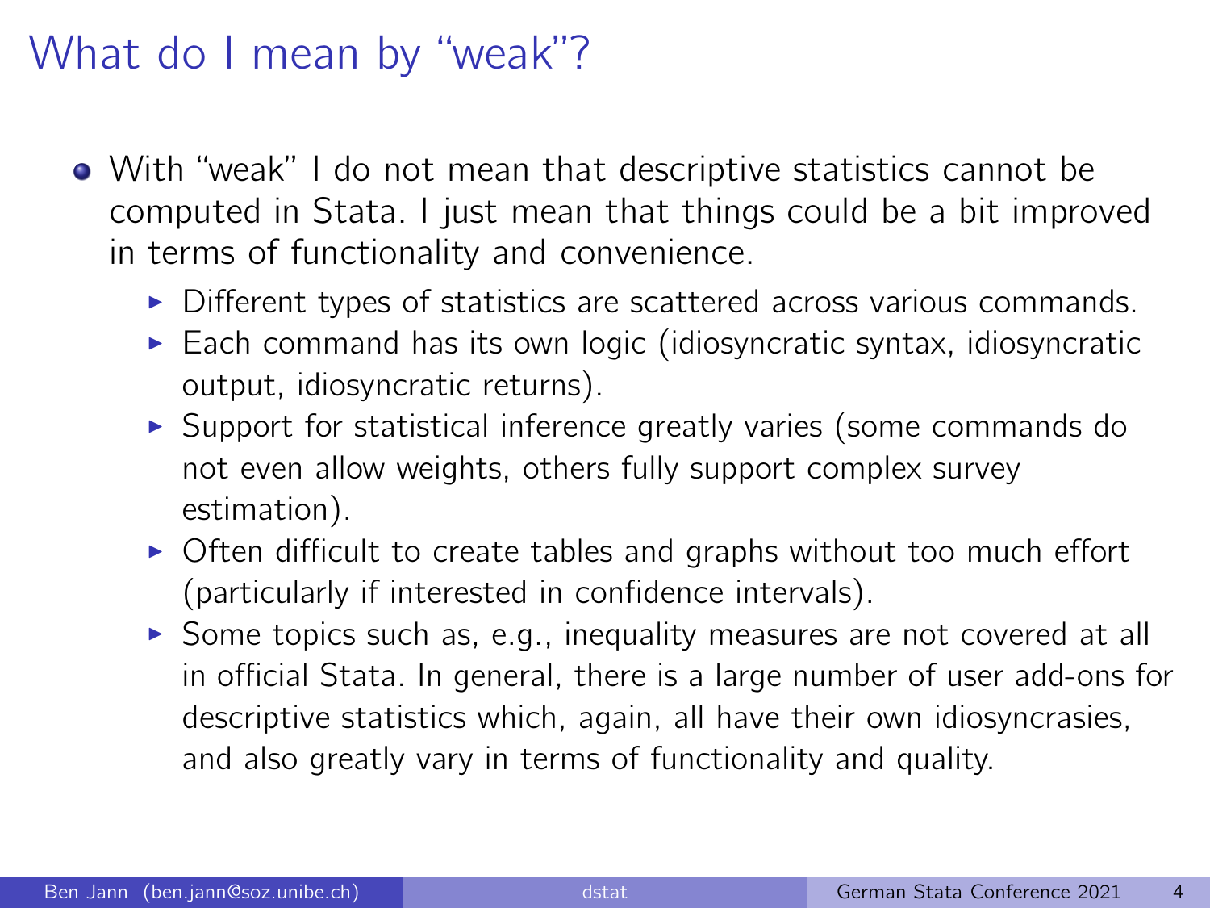# What do I mean by "weak"?

- With "weak" I do not mean that descriptive statistics cannot be computed in Stata. I just mean that things could be a bit improved in terms of functionality and convenience.
  - Different types of statistics are scattered across various commands.
  - Each command has its own logic (idiosyncratic syntax, idiosyncratic output, idiosyncratic returns).
  - Support for statistical inference greatly varies (some commands do not even allow weights, others fully support complex survey estimation).
  - Often difficult to create tables and graphs without too much effort (particularly if interested in confidence intervals).
  - Some topics such as, e.g., inequality measures are not covered at all in official Stata. In general, there is a large number of user add-ons for descriptive statistics which, again, all have their own idiosyncrasies, and also greatly vary in terms of functionality and quality.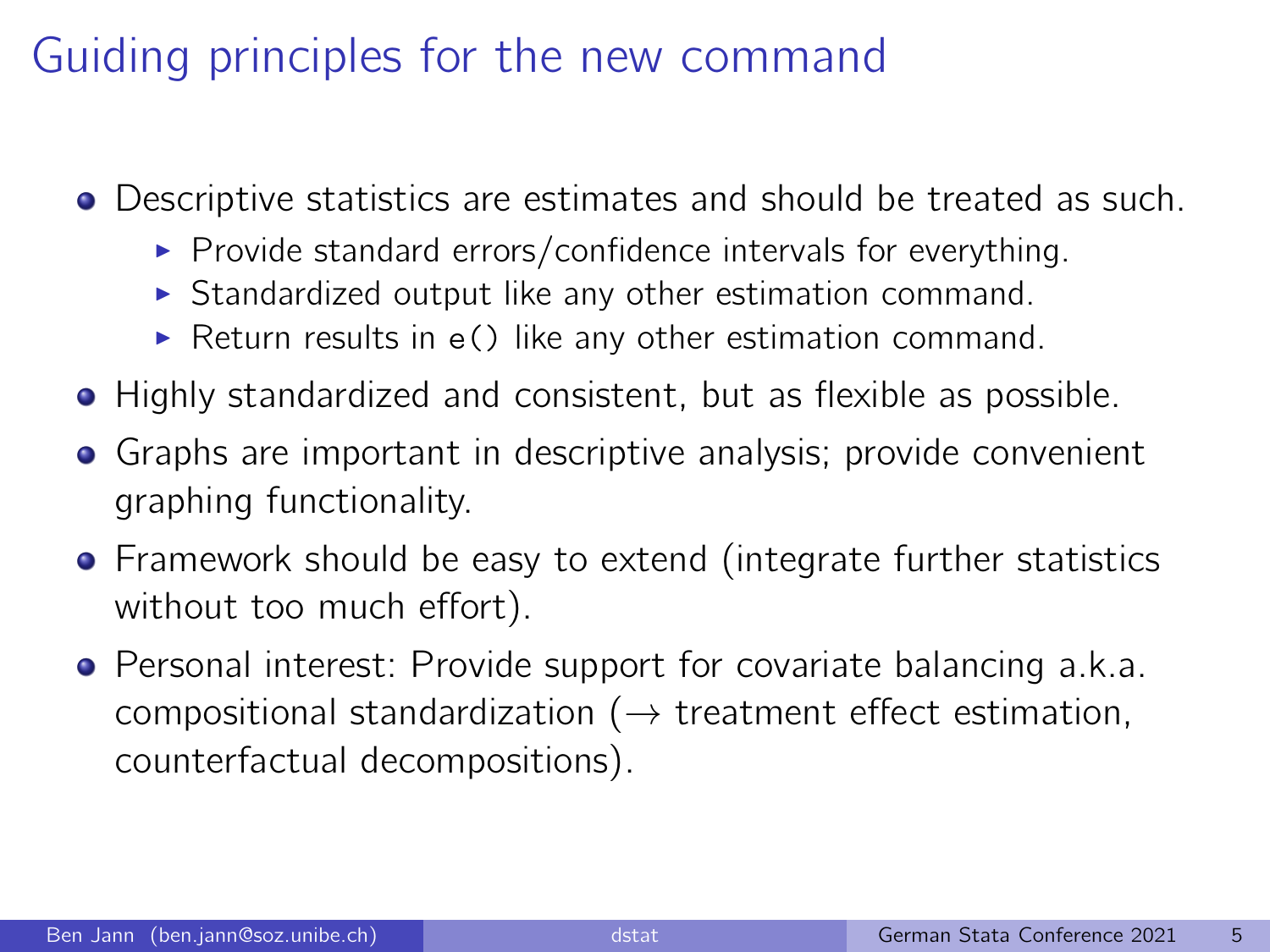# Guiding principles for the new command

- Descriptive statistics are estimates and should be treated as such.
  - Provide standard errors/confidence intervals for everything.
  - Standardized output like any other estimation command.
  - Return results in `e()` like any other estimation command.
- Highly standardized and consistent, but as flexible as possible.
- Graphs are important in descriptive analysis; provide convenient graphing functionality.
- Framework should be easy to extend (integrate further statistics without too much effort).
- Personal interest: Provide support for covariate balancing a.k.a. compositional standardization ($\rightarrow$ treatment effect estimation, counterfactual decompositions).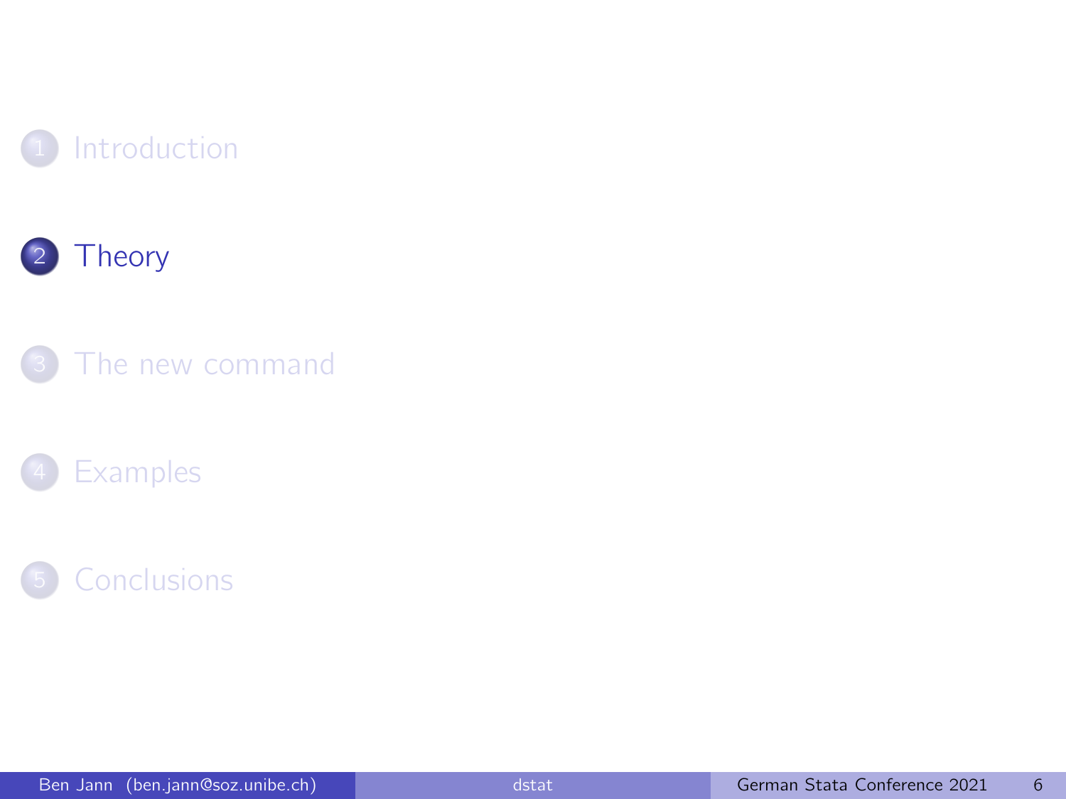1. Introduction
2. **Theory**
3. The new command
4. Examples
5. Conclusions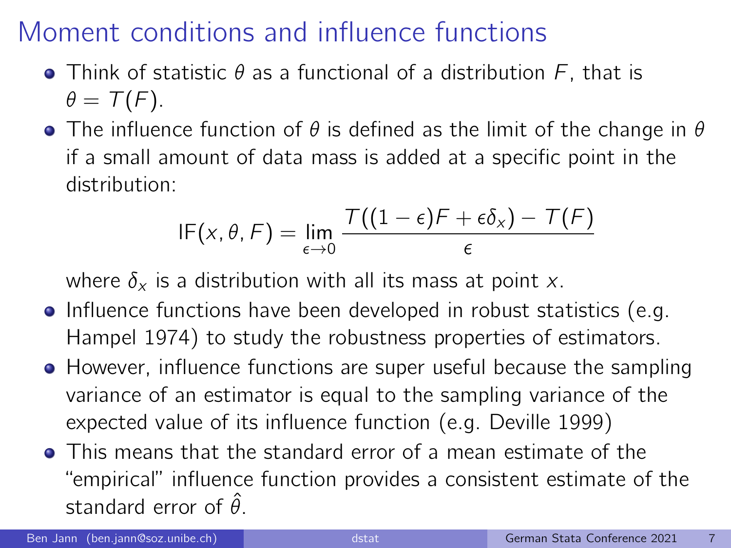# Moment conditions and influence functions

- Think of statistic $\theta$ as a functional of a distribution $F$, that is $\theta = T(F)$.
- The influence function of $\theta$ is defined as the limit of the change in $\theta$ if a small amount of data mass is added at a specific point in the distribution:

$$\text{IF}(x, \theta, F) = \lim_{\epsilon \to 0} \frac{T((1-\epsilon)F + \epsilon\delta_x) - T(F)}{\epsilon}$$

  where $\delta_x$ is a distribution with all its mass at point $x$.
- Influence functions have been developed in robust statistics (e.g. Hampel 1974) to study the robustness properties of estimators.
- However, influence functions are super useful because the sampling variance of an estimator is equal to the sampling variance of the expected value of its influence function (e.g. Deville 1999)
- This means that the standard error of a mean estimate of the "empirical" influence function provides a consistent estimate of the standard error of $\hat{\theta}$.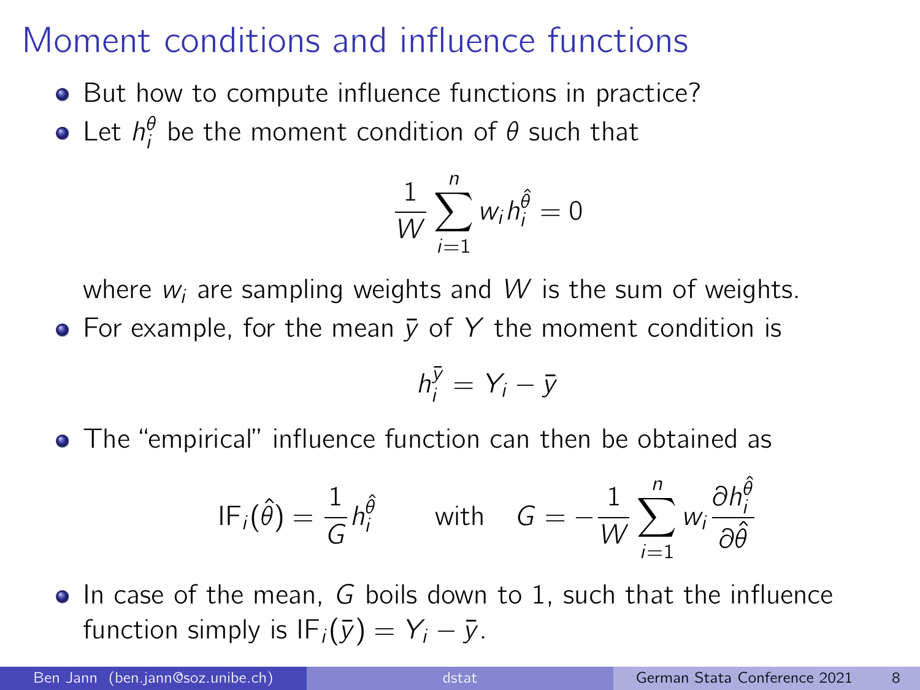# Moment conditions and influence functions

- But how to compute influence functions in practice?
- Let $h_i^\theta$ be the moment condition of $\theta$ such that

$$\frac{1}{W}\sum_{i=1}^{n} w_i h_i^{\hat{\theta}} = 0$$

  where $w_i$ are sampling weights and $W$ is the sum of weights.
- For example, for the mean $\bar{y}$ of $Y$ the moment condition is

$$h_i^{\bar{y}} = Y_i - \bar{y}$$

- The "empirical" influence function can then be obtained as

$$\mathrm{IF}_i(\hat{\theta}) = \frac{1}{G} h_i^{\hat{\theta}} \qquad \text{with} \quad G = -\frac{1}{W}\sum_{i=1}^{n} w_i \frac{\partial h_i^{\hat{\theta}}}{\partial \hat{\theta}}$$

- In case of the mean, $G$ boils down to 1, such that the influence function simply is $\mathrm{IF}_i(\bar{y}) = Y_i - \bar{y}$.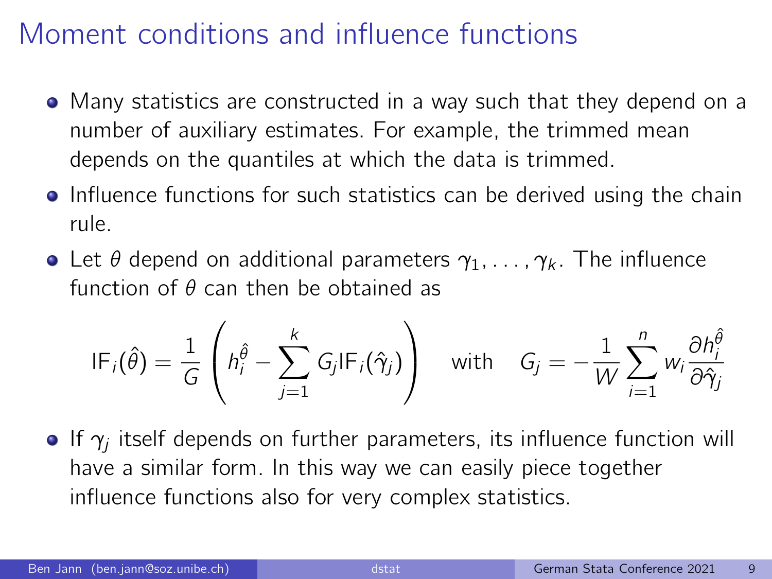# Moment conditions and influence functions

- Many statistics are constructed in a way such that they depend on a number of auxiliary estimates. For example, the trimmed mean depends on the quantiles at which the data is trimmed.
- Influence functions for such statistics can be derived using the chain rule.
- Let $\theta$ depend on additional parameters $\gamma_1, \dots, \gamma_k$. The influence function of $\theta$ can then be obtained as

$$\mathrm{IF}_i(\hat{\theta}) = \frac{1}{G}\left(h_i^{\hat{\theta}} - \sum_{j=1}^{k} G_j \mathrm{IF}_i(\hat{\gamma}_j)\right) \quad \text{with} \quad G_j = -\frac{1}{W}\sum_{i=1}^{n} w_i \frac{\partial h_i^{\hat{\theta}}}{\partial \hat{\gamma}_j}$$

- If $\gamma_j$ itself depends on further parameters, its influence function will have a similar form. In this way we can easily piece together influence functions also for very complex statistics.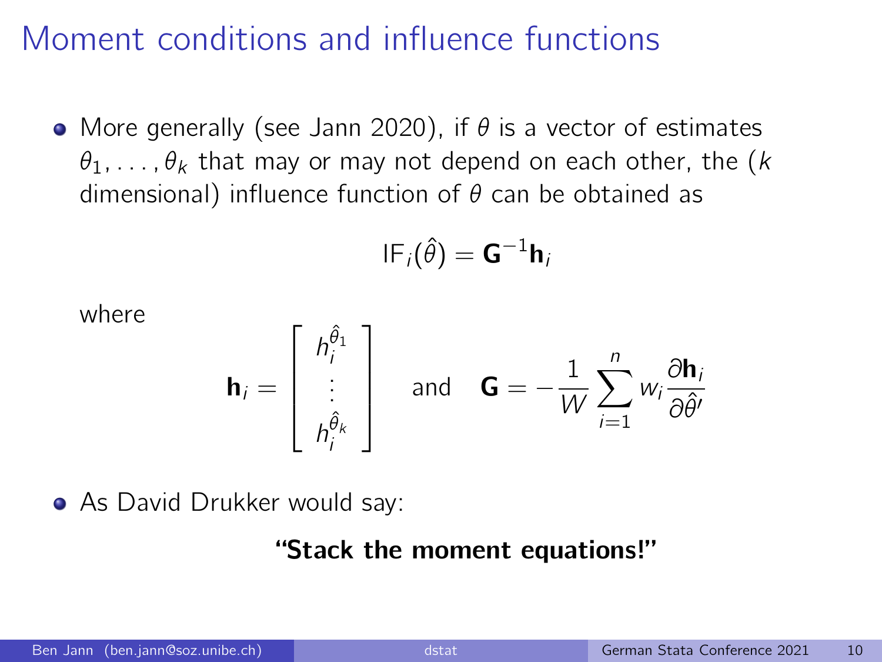# Moment conditions and influence functions

- More generally (see Jann 2020), if $\theta$ is a vector of estimates $\theta_1, \ldots, \theta_k$ that may or may not depend on each other, the ($k$ dimensional) influence function of $\theta$ can be obtained as

$$\text{IF}_i(\hat{\theta}) = \mathbf{G}^{-1}\mathbf{h}_i$$

where

$$\mathbf{h}_i = \begin{bmatrix} h_i^{\hat{\theta}_1} \\ \vdots \\ h_i^{\hat{\theta}_k} \end{bmatrix} \quad \text{and} \quad \mathbf{G} = -\frac{1}{W}\sum_{i=1}^{n} w_i \frac{\partial \mathbf{h}_i}{\partial \hat{\theta}'}$$

- As David Drukker would say:

**"Stack the moment equations!"**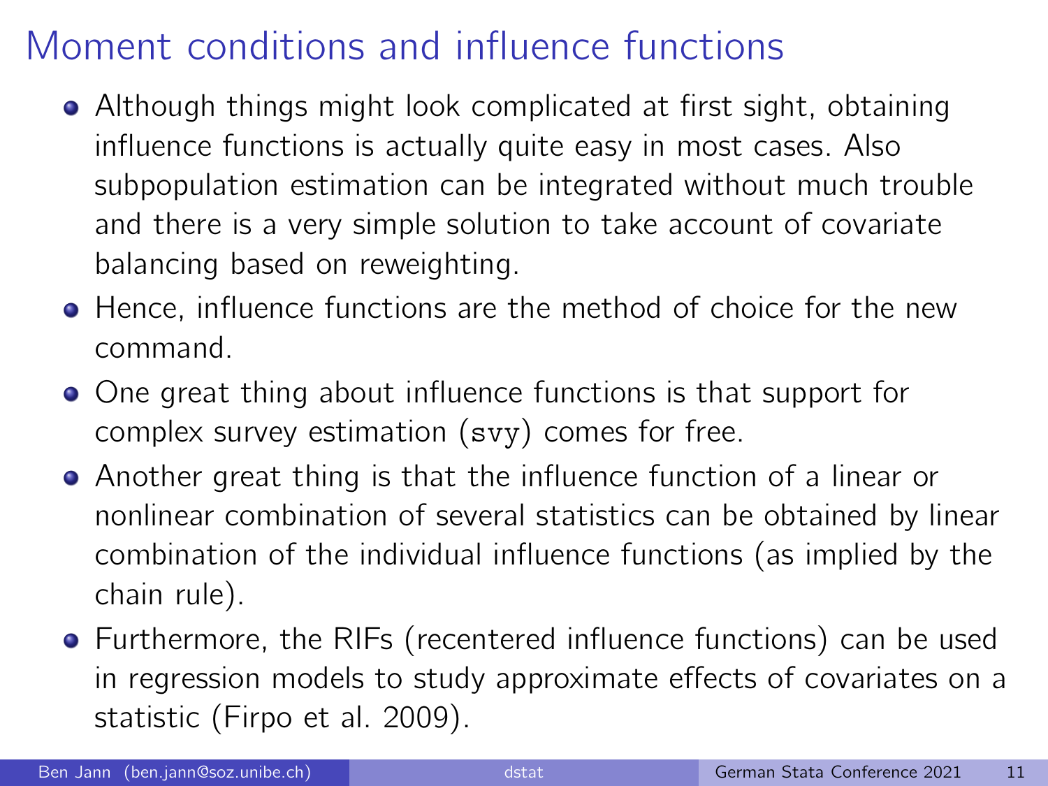# Moment conditions and influence functions

- Although things might look complicated at first sight, obtaining influence functions is actually quite easy in most cases. Also subpopulation estimation can be integrated without much trouble and there is a very simple solution to take account of covariate balancing based on reweighting.
- Hence, influence functions are the method of choice for the new command.
- One great thing about influence functions is that support for complex survey estimation (`svy`) comes for free.
- Another great thing is that the influence function of a linear or nonlinear combination of several statistics can be obtained by linear combination of the individual influence functions (as implied by the chain rule).
- Furthermore, the RIFs (recentered influence functions) can be used in regression models to study approximate effects of covariates on a statistic (Firpo et al. 2009).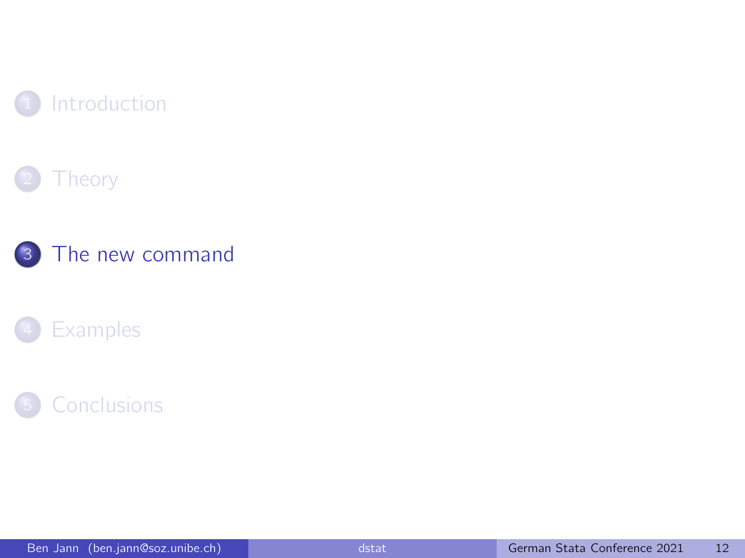1. Introduction
2. Theory
3. **The new command**
4. Examples
5. Conclusions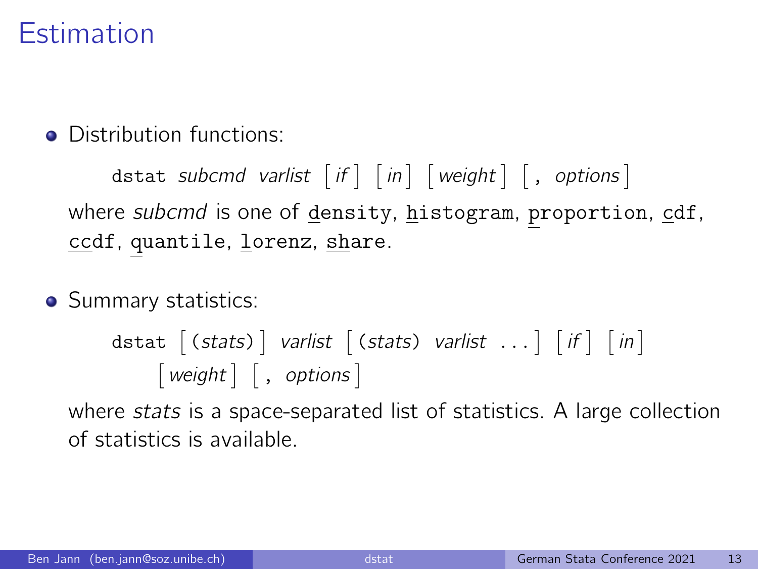# Estimation

- Distribution functions:

  `dstat` *subcmd varlist* [ *if* ] [ *in* ] [ *weight* ] [ , *options* ]

  where *subcmd* is one of `density`, `histogram`, `proportion`, `cdf`, `ccdf`, `quantile`, `lorenz`, `share`.

- Summary statistics:

  `dstat` [ (*stats*) ] *varlist* [ (*stats*) *varlist* ... ] [ *if* ] [ *in* ] [ *weight* ] [ , *options* ]

  where *stats* is a space-separated list of statistics. A large collection of statistics is available.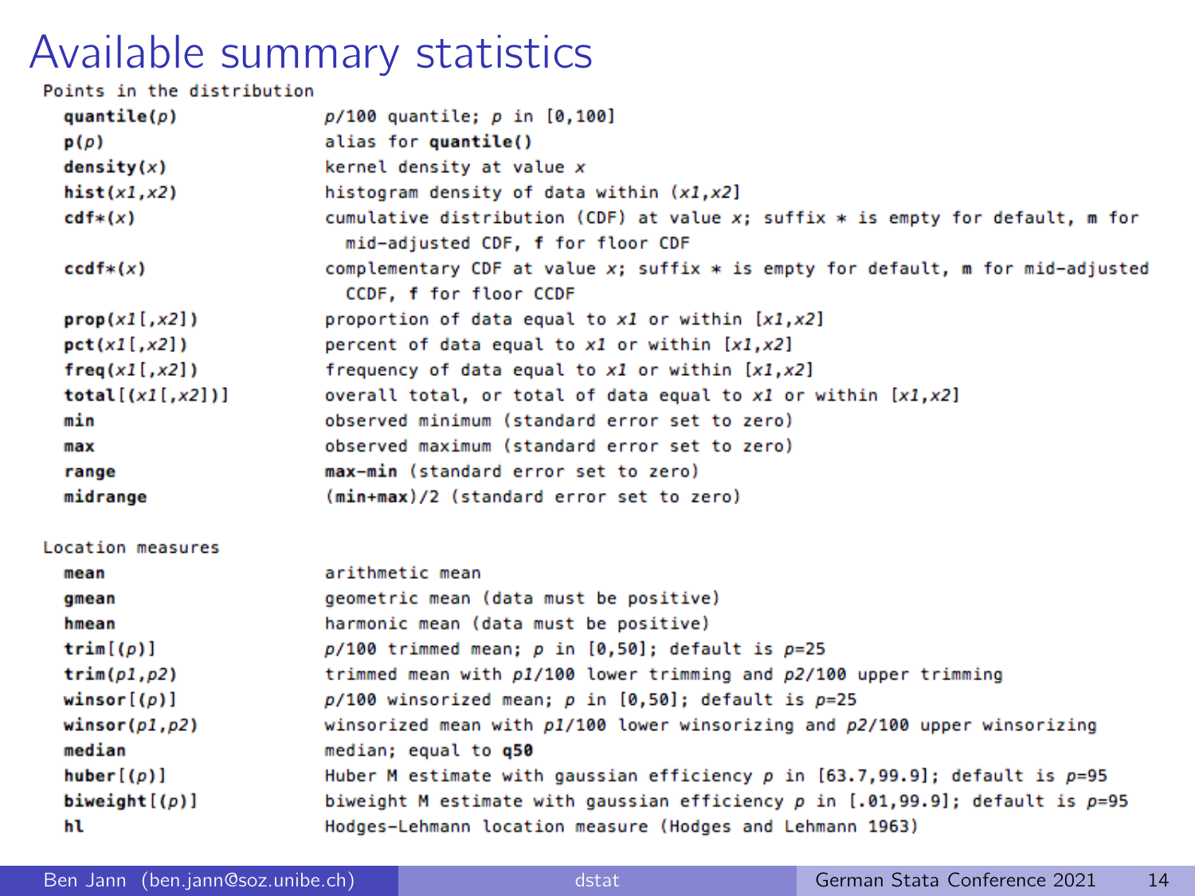# Available summary statistics

Points in the distribution

| | |
|---|---|
| **quantile(*p*)** | *p*/100 quantile; *p* in [0,100] |
| **p(*p*)** | alias for **quantile()** |
| **density(*x*)** | kernel density at value *x* |
| **hist(*x1*,*x2*)** | histogram density of data within (*x1*,*x2*] |
| **cdf*(*x*)** | cumulative distribution (CDF) at value *x*; suffix * is empty for default, **m** for mid-adjusted CDF, **f** for floor CDF |
| **ccdf*(*x*)** | complementary CDF at value *x*; suffix * is empty for default, **m** for mid-adjusted CCDF, **f** for floor CCDF |
| **prop(*x1*[,*x2*])** | proportion of data equal to *x1* or within [*x1*,*x2*] |
| **pct(*x1*[,*x2*])** | percent of data equal to *x1* or within [*x1*,*x2*] |
| **freq(*x1*[,*x2*])** | frequency of data equal to *x1* or within [*x1*,*x2*] |
| **total**[(*x1*[,*x2*])] | overall total, or total of data equal to *x1* or within [*x1*,*x2*] |
| **min** | observed minimum (standard error set to zero) |
| **max** | observed maximum (standard error set to zero) |
| **range** | **max-min** (standard error set to zero) |
| **midrange** | (**min+max**)/2 (standard error set to zero) |

Location measures

| | |
|---|---|
| **mean** | arithmetic mean |
| **gmean** | geometric mean (data must be positive) |
| **hmean** | harmonic mean (data must be positive) |
| **trim**[(*p*)] | *p*/100 trimmed mean; *p* in [0,50]; default is *p*=25 |
| **trim(*p1*,*p2*)** | trimmed mean with *p1*/100 lower trimming and *p2*/100 upper trimming |
| **winsor**[(*p*)] | *p*/100 winsorized mean; *p* in [0,50]; default is *p*=25 |
| **winsor(*p1*,*p2*)** | winsorized mean with *p1*/100 lower winsorizing and *p2*/100 upper winsorizing |
| **median** | median; equal to **q50** |
| **huber**[(*p*)] | Huber M estimate with gaussian efficiency *p* in [63.7,99.9]; default is *p*=95 |
| **biweight**[(*p*)] | biweight M estimate with gaussian efficiency *p* in [.01,99.9]; default is *p*=95 |
| **hl** | Hodges-Lehmann location measure (Hodges and Lehmann 1963) |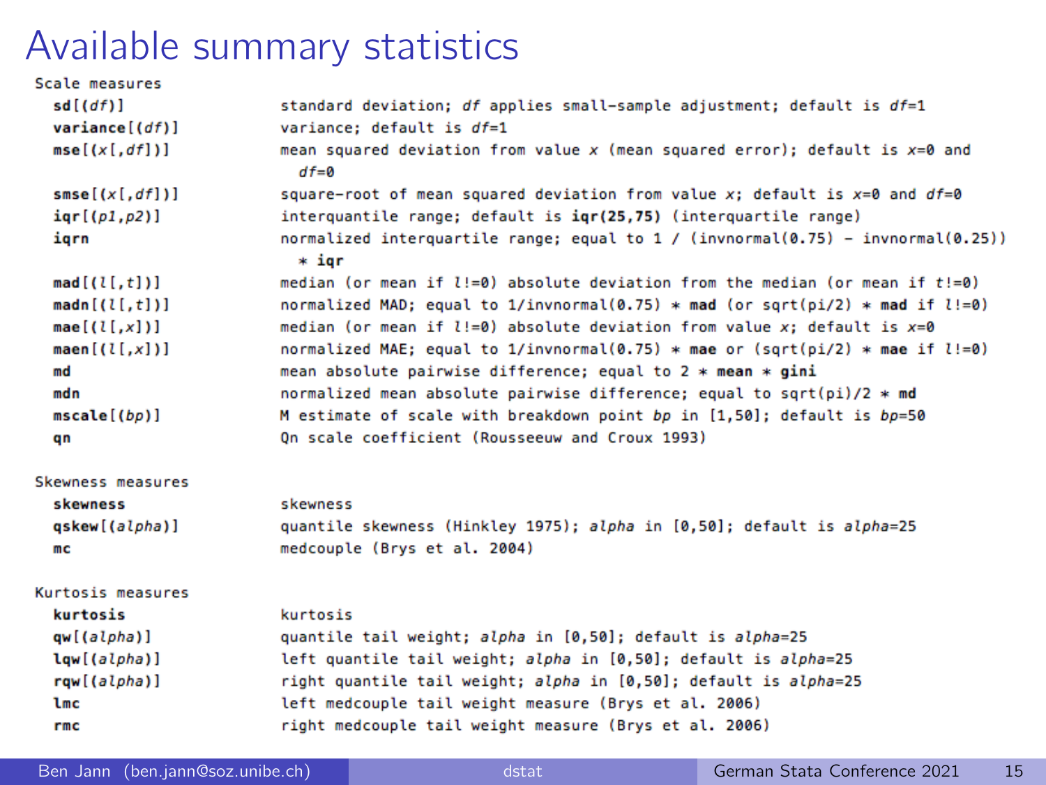# Available summary statistics

```
Scale measures
  sd[(df)]              standard deviation; df applies small-sample adjustment; default is df=1
  variance[(df)]        variance; default is df=1
  mse[(x[,df])]         mean squared deviation from value x (mean squared error); default is x=0 and
                          df=0
  smse[(x[,df])]        square-root of mean squared deviation from value x; default is x=0 and df=0
  iqr[(p1,p2)]          interquantile range; default is iqr(25,75) (interquartile range)
  iqrn                  normalized interquartile range; equal to 1 / (invnormal(0.75) - invnormal(0.25))
                          * iqr
  mad[(l[,t])]          median (or mean if l!=0) absolute deviation from the median (or mean if t!=0)
  madn[(l[,t])]         normalized MAD; equal to 1/invnormal(0.75) * mad (or sqrt(pi/2) * mad if l!=0)
  mae[(l[,x])]          median (or mean if l!=0) absolute deviation from value x; default is x=0
  maen[(l[,x])]         normalized MAE; equal to 1/invnormal(0.75) * mae or (sqrt(pi/2) * mae if l!=0)
  md                    mean absolute pairwise difference; equal to 2 * mean * gini
  mdn                   normalized mean absolute pairwise difference; equal to sqrt(pi)/2 * md
  mscale[(bp)]          M estimate of scale with breakdown point bp in [1,50]; default is bp=50
  qn                    Qn scale coefficient (Rousseeuw and Croux 1993)

Skewness measures
  skewness              skewness
  qskew[(alpha)]        quantile skewness (Hinkley 1975); alpha in [0,50]; default is alpha=25
  mc                    medcouple (Brys et al. 2004)

Kurtosis measures
  kurtosis              kurtosis
  qw[(alpha)]           quantile tail weight; alpha in [0,50]; default is alpha=25
  lqw[(alpha)]          left quantile tail weight; alpha in [0,50]; default is alpha=25
  rqw[(alpha)]          right quantile tail weight; alpha in [0,50]; default is alpha=25
  lmc                   left medcouple tail weight measure (Brys et al. 2006)
  rmc                   right medcouple tail weight measure (Brys et al. 2006)
```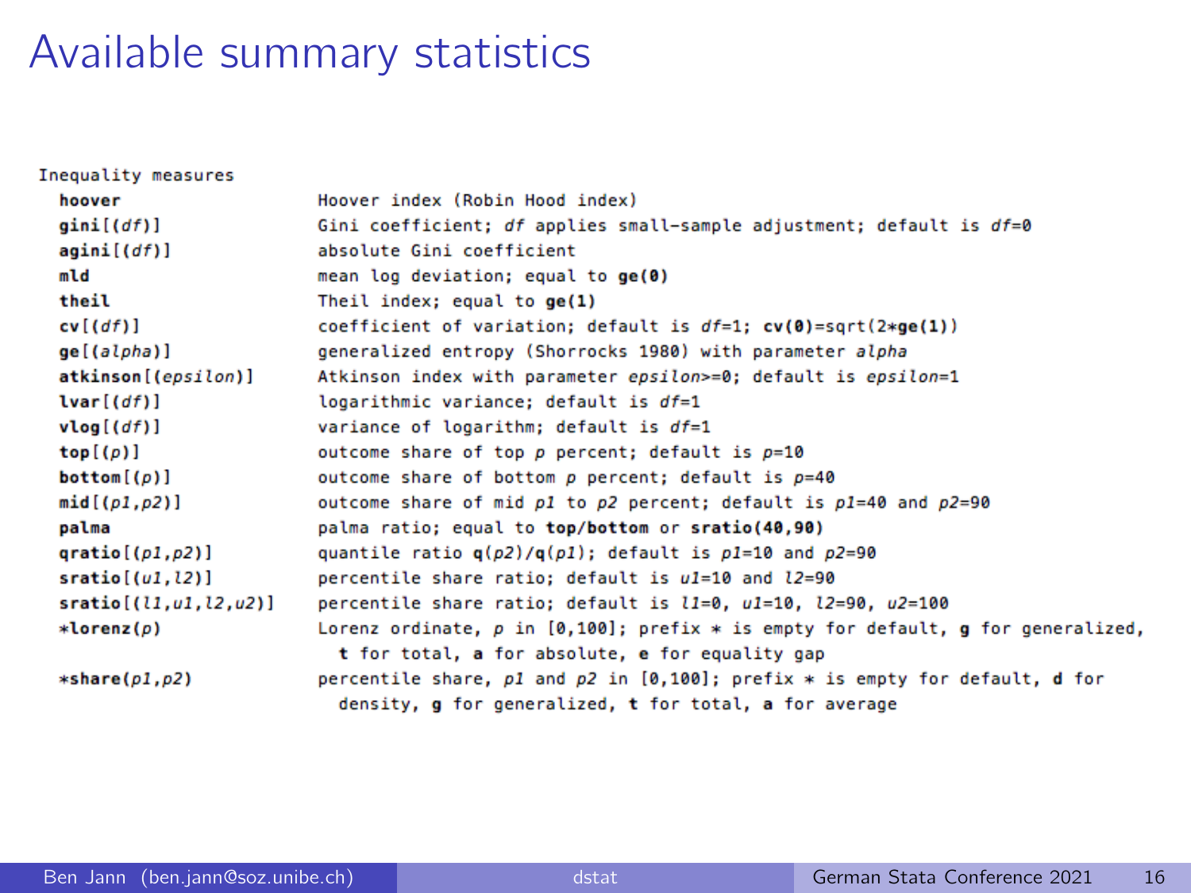# Available summary statistics

Inequality measures

| | |
|---|---|
| **hoover** | Hoover index (Robin Hood index) |
| **gini**[(*df*)] | Gini coefficient; *df* applies small-sample adjustment; default is *df*=0 |
| **agini**[(*df*)] | absolute Gini coefficient |
| **mld** | mean log deviation; equal to **ge(0)** |
| **theil** | Theil index; equal to **ge(1)** |
| **cv**[(*df*)] | coefficient of variation; default is *df*=1; **cv(0)**=sqrt(2***ge(1)**) |
| **ge**[(*alpha*)] | generalized entropy (Shorrocks 1980) with parameter *alpha* |
| **atkinson**[(*epsilon*)] | Atkinson index with parameter *epsilon*>=0; default is *epsilon*=1 |
| **lvar**[(*df*)] | logarithmic variance; default is *df*=1 |
| **vlog**[(*df*)] | variance of logarithm; default is *df*=1 |
| **top**[(*p*)] | outcome share of top *p* percent; default is *p*=10 |
| **bottom**[(*p*)] | outcome share of bottom *p* percent; default is *p*=40 |
| **mid**[(*p1*,*p2*)] | outcome share of mid *p1* to *p2* percent; default is *p1*=40 and *p2*=90 |
| **palma** | palma ratio; equal to **top/bottom** or **sratio(40,90)** |
| **qratio**[(*p1*,*p2*)] | quantile ratio **q**(*p2*)/**q**(*p1*); default is *p1*=10 and *p2*=90 |
| **sratio**[(*u1*,*l2*)] | percentile share ratio; default is *u1*=10 and *l2*=90 |
| **sratio**[(*l1*,*u1*,*l2*,*u2*)] | percentile share ratio; default is *l1*=0, *u1*=10, *l2*=90, *u2*=100 |
| ***lorenz**(*p*) | Lorenz ordinate, *p* in [0,100]; prefix * is empty for default, **g** for generalized, **t** for total, **a** for absolute, **e** for equality gap |
| ***share**(*p1*,*p2*) | percentile share, *p1* and *p2* in [0,100]; prefix * is empty for default, **d** for density, **g** for generalized, **t** for total, **a** for average |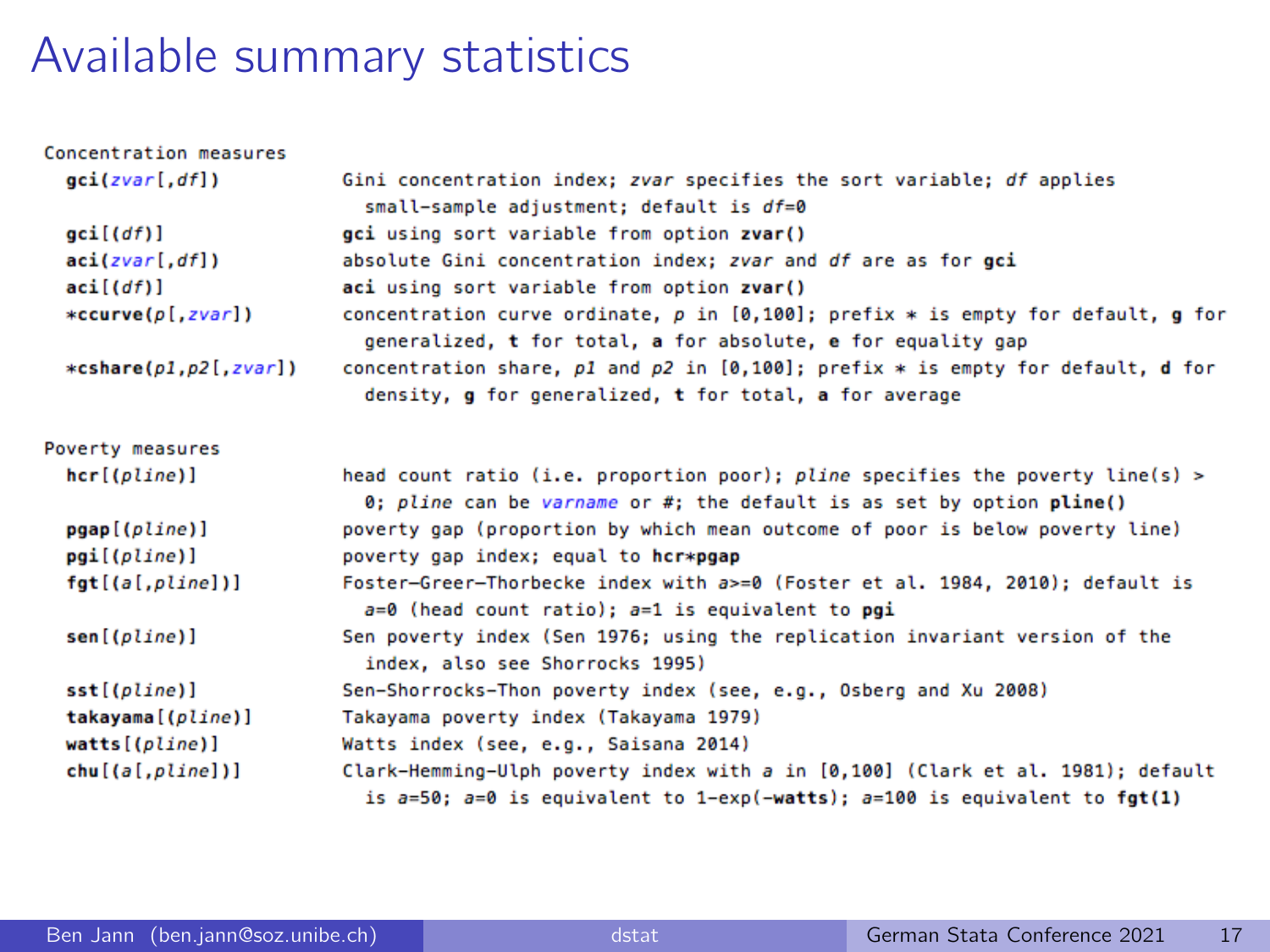# Available summary statistics

**Concentration measures**

| | |
|---|---|
| **gci(***zvar*[,*df*]**)** | Gini concentration index; *zvar* specifies the sort variable; *df* applies small-sample adjustment; default is *df*=0 |
| **gci**[(*df*)] | **gci** using sort variable from option **zvar()** |
| **aci(***zvar*[,*df*]**)** | absolute Gini concentration index; *zvar* and *df* are as for **gci** |
| **aci**[(*df*)] | **aci** using sort variable from option **zvar()** |
| ***ccurve(***p*[,*zvar*]**)** | concentration curve ordinate, *p* in [0,100]; prefix * is empty for default, **g** for generalized, **t** for total, **a** for absolute, **e** for equality gap |
| ***cshare(***p1*,*p2*[,*zvar*]**)** | concentration share, *p1* and *p2* in [0,100]; prefix * is empty for default, **d** for density, **g** for generalized, **t** for total, **a** for average |

**Poverty measures**

| | |
|---|---|
| **hcr**[(*pline*)] | head count ratio (i.e. proportion poor); *pline* specifies the poverty line(s) > 0; *pline* can be *varname* or #; the default is as set by option **pline()** |
| **pgap**[(*pline*)] | poverty gap (proportion by which mean outcome of poor is below poverty line) |
| **pgi**[(*pline*)] | poverty gap index; equal to **hcr*pgap** |
| **fgt**[(*a*[,*pline*])] | Foster–Greer–Thorbecke index with *a*>=0 (Foster et al. 1984, 2010); default is *a*=0 (head count ratio); *a*=1 is equivalent to **pgi** |
| **sen**[(*pline*)] | Sen poverty index (Sen 1976; using the replication invariant version of the index, also see Shorrocks 1995) |
| **sst**[(*pline*)] | Sen–Shorrocks–Thon poverty index (see, e.g., Osberg and Xu 2008) |
| **takayama**[(*pline*)] | Takayama poverty index (Takayama 1979) |
| **watts**[(*pline*)] | Watts index (see, e.g., Saisana 2014) |
| **chu**[(*a*[,*pline*])] | Clark–Hemming–Ulph poverty index with *a* in [0,100] (Clark et al. 1981); default is *a*=50; *a*=0 is equivalent to 1-exp(-**watts**); *a*=100 is equivalent to **fgt(1)** |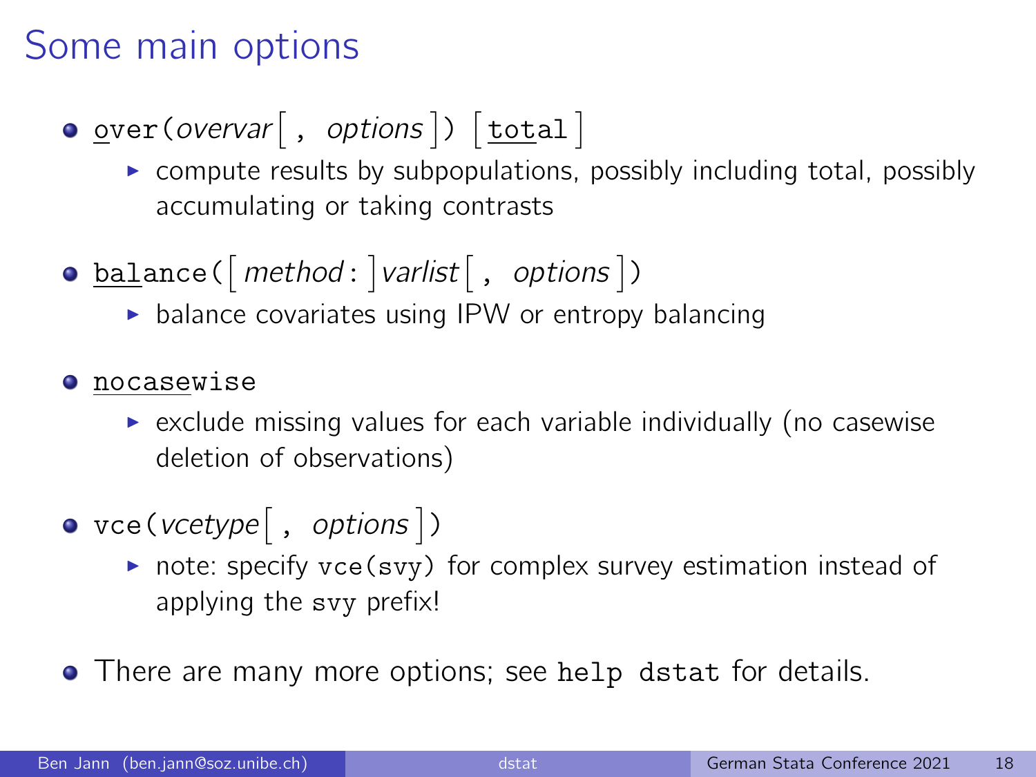# Some main options

- `over(`*overvar*[`,` *options*]`)` [`total`]
  - compute results by subpopulations, possibly including total, possibly accumulating or taking contrasts
- `balance(`[*method*`:`]*varlist*[`,` *options*]`)`
  - balance covariates using IPW or entropy balancing
- `nocasewise`
  - exclude missing values for each variable individually (no casewise deletion of observations)
- `vce(`*vcetype*[`,` *options*]`)`
  - note: specify `vce(svy)` for complex survey estimation instead of applying the `svy` prefix!
- There are many more options; see `help dstat` for details.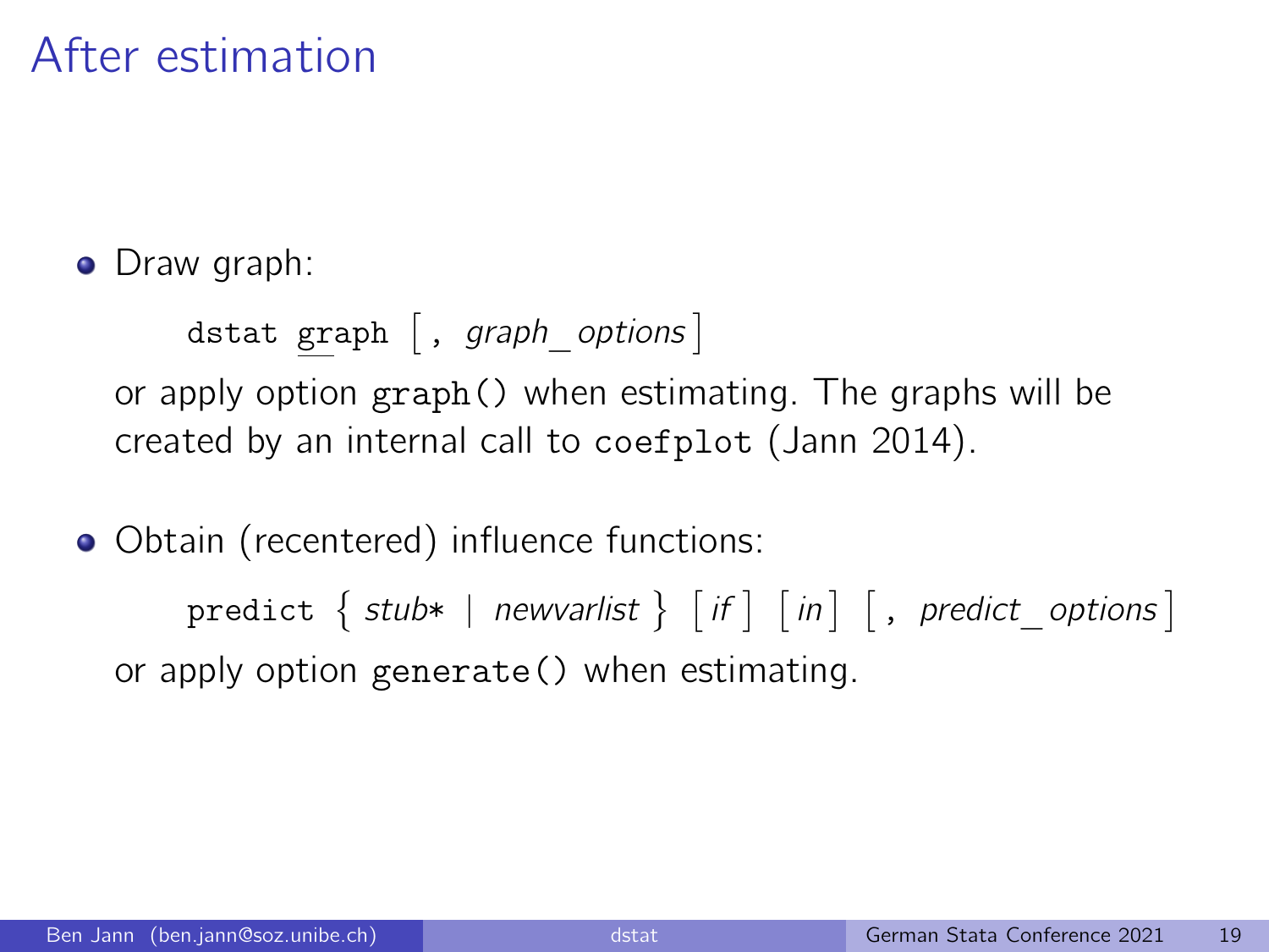# After estimation

- Draw graph:

  ```
  dstat graph [, graph_options]
  ```

  or apply option `graph()` when estimating. The graphs will be created by an internal call to `coefplot` (Jann 2014).

- Obtain (recentered) influence functions:

  ```
  predict { stub* | newvarlist } [if] [in] [, predict_options]
  ```

  or apply option `generate()` when estimating.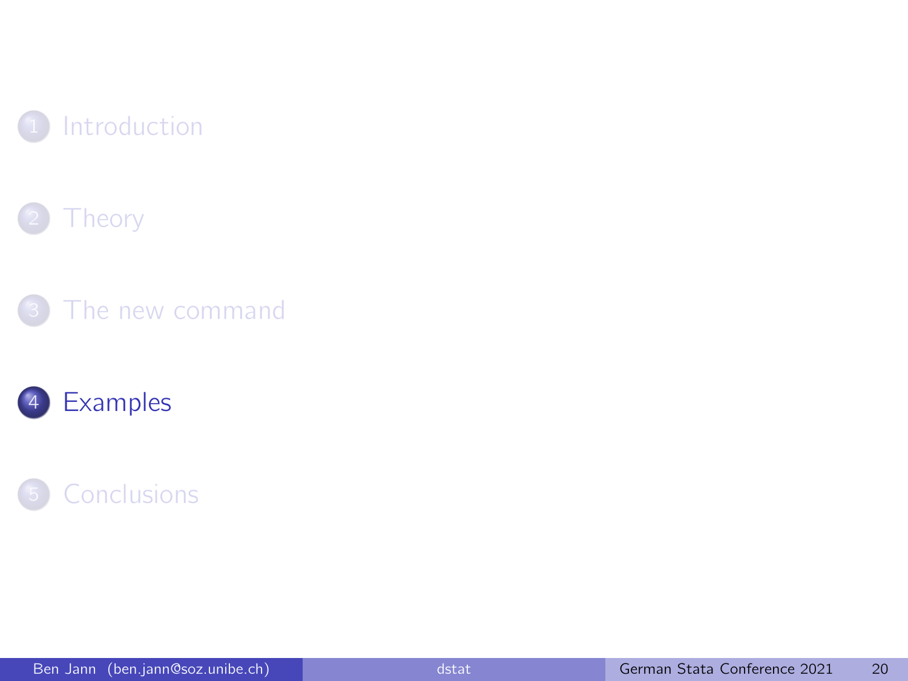1. Introduction
2. Theory
3. The new command
4. **Examples**
5. Conclusions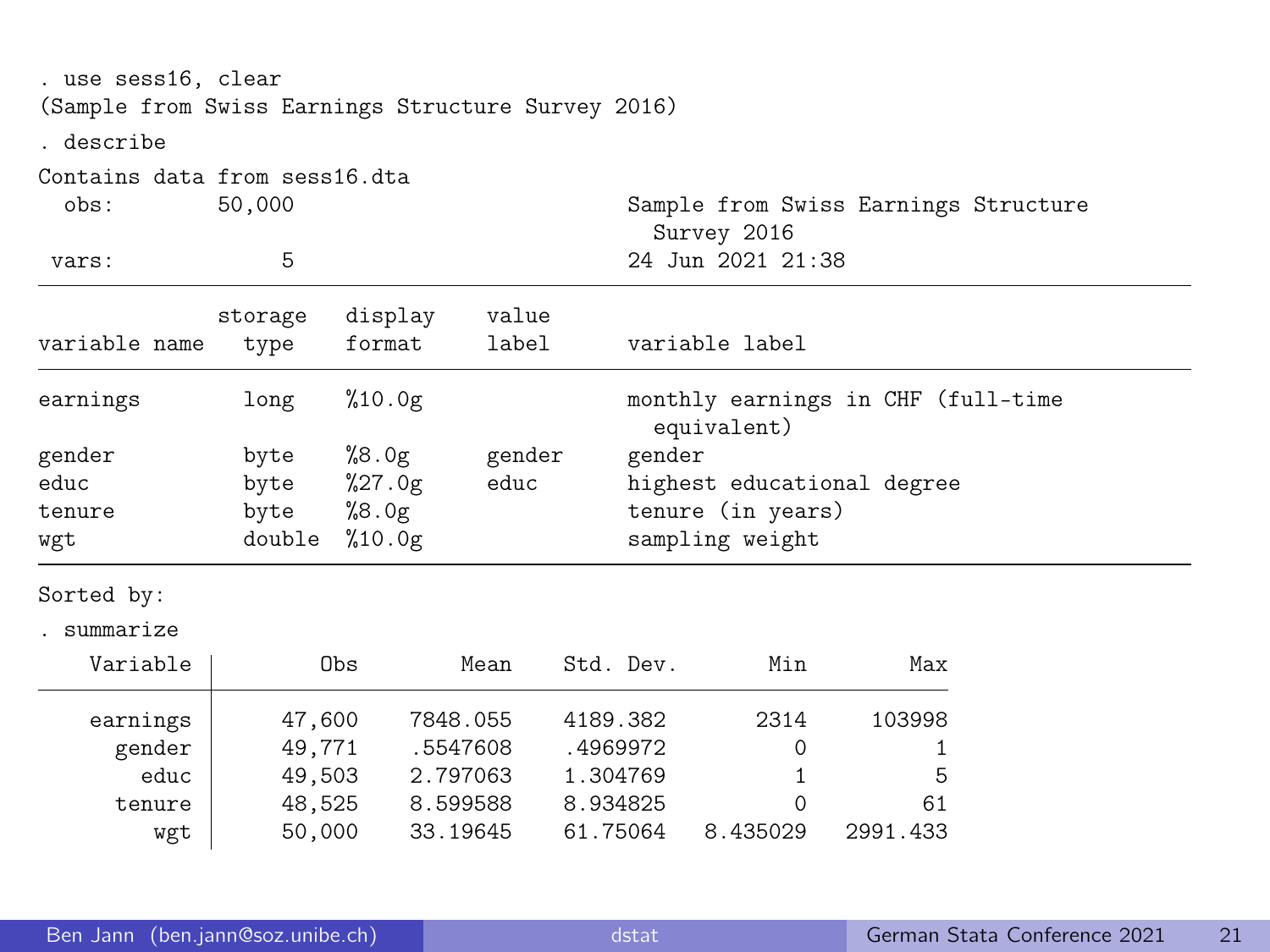```
. use sess16, clear
(Sample from Swiss Earnings Structure Survey 2016)

. describe

Contains data from sess16.dta
  obs:        50,000                          Sample from Swiss Earnings Structure
                                                Survey 2016
 vars:             5                          24 Jun 2021 21:38
--------------------------------------------------------------------------------
              storage   display    value
variable name   type    format     label      variable label
--------------------------------------------------------------------------------
earnings        long    %10.0g                monthly earnings in CHF (full-time
                                                equivalent)
gender          byte    %8.0g      gender     gender
educ            byte    %27.0g     educ       highest educational degree
tenure          byte    %8.0g                 tenure (in years)
wgt             double  %10.0g                sampling weight
--------------------------------------------------------------------------------
Sorted by:

. summarize

    Variable |        Obs        Mean    Std. Dev.       Min        Max
-------------+---------------------------------------------------------
    earnings |     47,600    7848.055    4189.382       2314     103998
      gender |     49,771    .5547608    .4969972          0          1
        educ |     49,503    2.797063    1.304769          1          5
      tenure |     48,525    8.599588    8.934825          0         61
         wgt |     50,000    33.19645    61.75064   8.435029   2991.433
```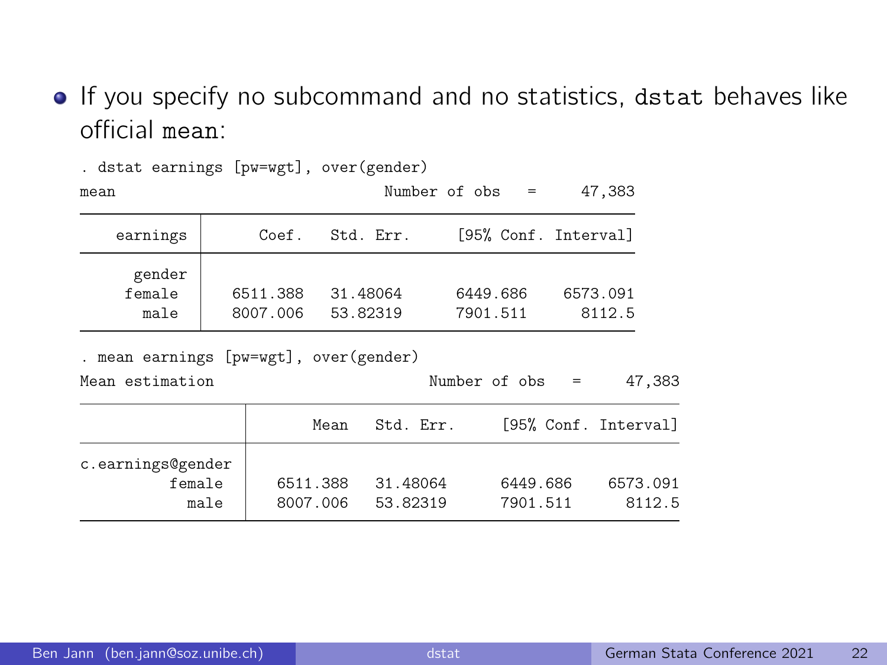- If you specify no subcommand and no statistics, `dstat` behaves like official `mean`:

```
. dstat earnings [pw=wgt], over(gender)
mean                              Number of obs     =     47,383

--------------------------------------------------------------
    earnings |      Coef.   Std. Err.     [95% Conf. Interval]
-------------+------------------------------------------------
      gender |
     female  |   6511.388   31.48064      6449.686    6573.091
       male  |   8007.006   53.82319      7901.511      8112.5
--------------------------------------------------------------

. mean earnings [pw=wgt], over(gender)
Mean estimation                             Number of obs     =     47,383

--------------------------------------------------------------------
                 |       Mean   Std. Err.     [95% Conf. Interval]
-----------------+--------------------------------------------------
c.earnings@gender|
          female |   6511.388   31.48064      6449.686    6573.091
            male |   8007.006   53.82319      7901.511      8112.5
--------------------------------------------------------------------
```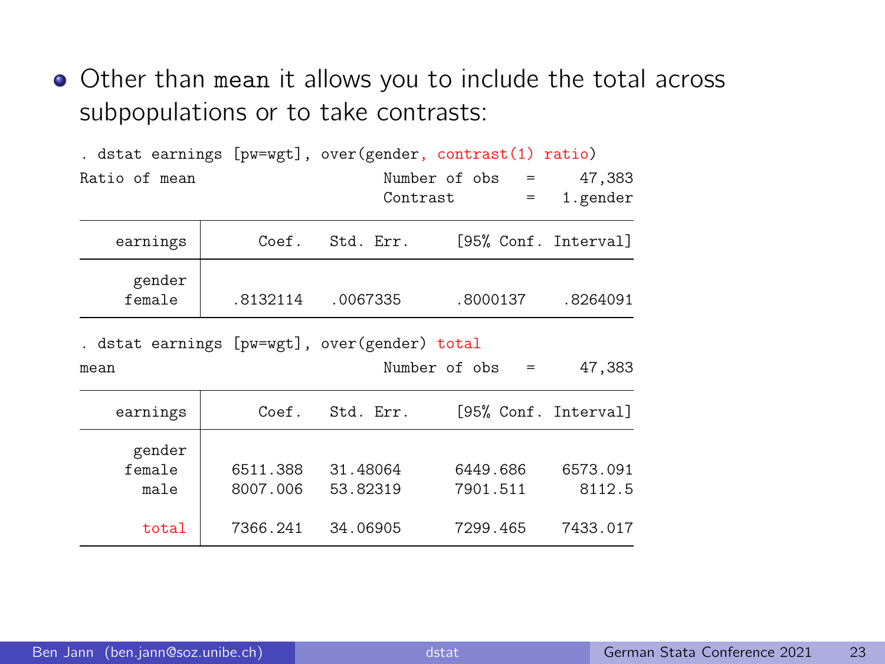- Other than mean it allows you to include the total across subpopulations or to take contrasts:

```
. dstat earnings [pw=wgt], over(gender, contrast(1) ratio)
Ratio of mean                     Number of obs     =     47,383
                                  Contrast          =   1.gender

------------------------------------------------------------------
    earnings |      Coef.   Std. Err.     [95% Conf. Interval]
-------------+----------------------------------------------------
      gender |
      female |   .8132114   .0067335      .8000137    .8264091
------------------------------------------------------------------

. dstat earnings [pw=wgt], over(gender) total
mean                              Number of obs     =     47,383

------------------------------------------------------------------
    earnings |      Coef.   Std. Err.     [95% Conf. Interval]
-------------+----------------------------------------------------
      gender |
      female |   6511.388   31.48064      6449.686    6573.091
        male |   8007.006   53.82319      7901.511      8112.5
             |
       total |   7366.241   34.06905      7299.465    7433.017
------------------------------------------------------------------
```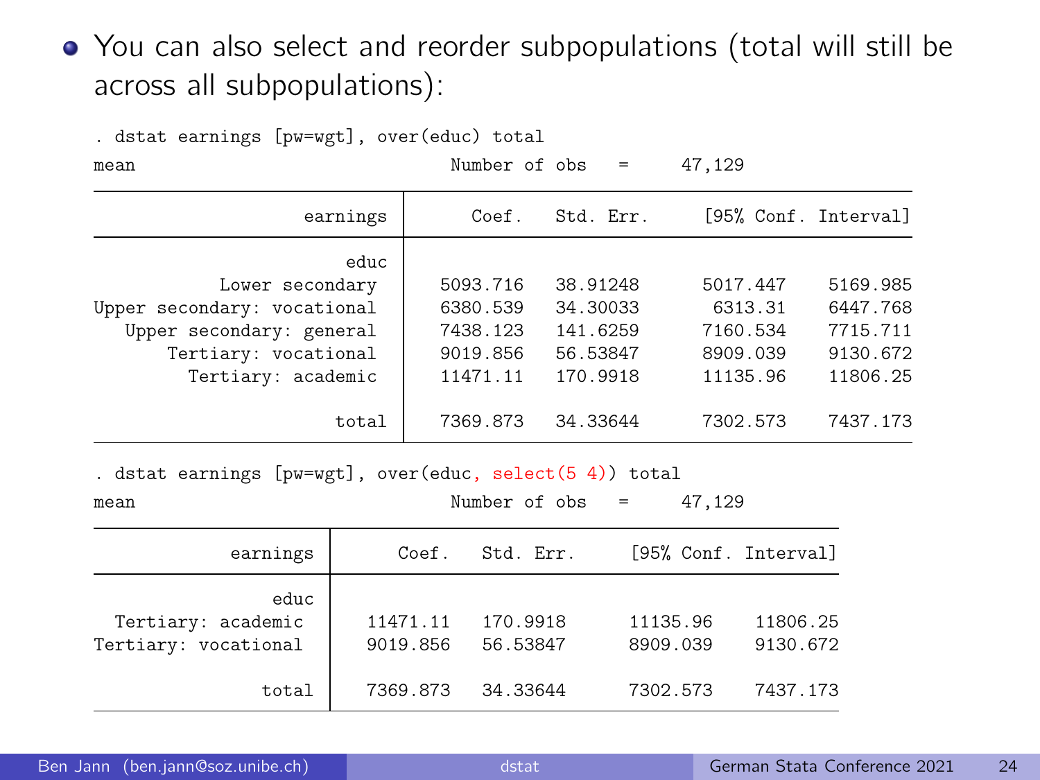- You can also select and reorder subpopulations (total will still be across all subpopulations):

```
. dstat earnings [pw=wgt], over(educ) total
mean                                Number of obs    =     47,129

-----------------------------------------------------------------------------
                 earnings |      Coef.   Std. Err.     [95% Conf. Interval]
--------------------------+--------------------------------------------------
                     educ |
          Lower secondary |   5093.716   38.91248      5017.447    5169.985
Upper secondary: vocational |   6380.539   34.30033       6313.31    6447.768
   Upper secondary: general |   7438.123   141.6259      7160.534    7715.711
       Tertiary: vocational |   9019.856   56.53847      8909.039    9130.672
         Tertiary: academic |   11471.11   170.9918      11135.96    11806.25
                          |
                    total |   7369.873   34.33644      7302.573    7437.173
-----------------------------------------------------------------------------

. dstat earnings [pw=wgt], over(educ, select(5 4)) total
mean                                Number of obs    =     47,129

----------------------------------------------------------------------
          earnings |      Coef.   Std. Err.     [95% Conf. Interval]
-------------------+--------------------------------------------------
              educ |
  Tertiary: academic |   11471.11   170.9918      11135.96    11806.25
Tertiary: vocational |   9019.856   56.53847      8909.039    9130.672
                   |
             total |   7369.873   34.33644      7302.573    7437.173
----------------------------------------------------------------------
```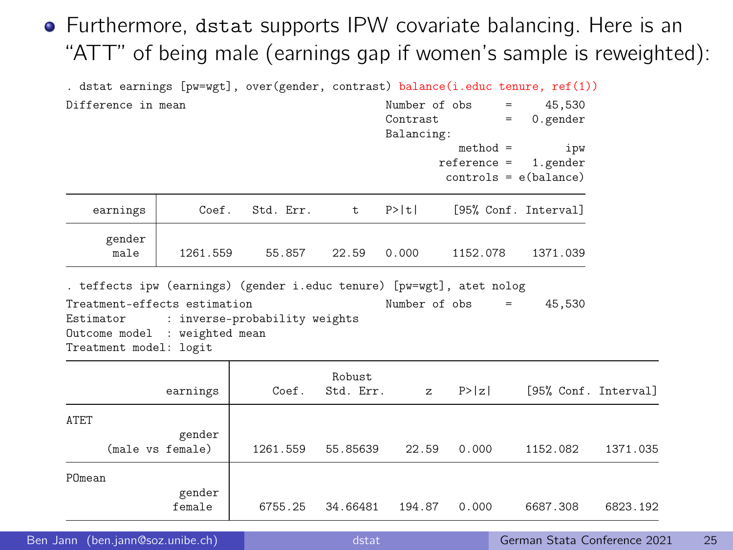- Furthermore, dstat supports IPW covariate balancing. Here is an "ATT" of being male (earnings gap if women's sample is reweighted):

```
. dstat earnings [pw=wgt], over(gender, contrast) balance(i.educ tenure, ref(1))
Difference in mean                              Number of obs     =     45,530
                                                Contrast          =   0.gender
                                                Balancing:
                                                          method =        ipw
                                                       reference =   1.gender
                                                        controls = e(balance)

    earnings       Coef.   Std. Err.      t    P>|t|     [95% Conf. Interval]

      gender
        male    1261.559     55.857    22.59   0.000     1152.078    1371.039
```

```
. teffects ipw (earnings) (gender i.educ tenure) [pw=wgt], atet nolog
Treatment-effects estimation                    Number of obs     =     45,530
Estimator      : inverse-probability weights
Outcome model  : weighted mean
Treatment model: logit

                                      Robust
              earnings       Coef.   Std. Err.      z    P>|z|     [95% Conf. Interval]

ATET
                gender
      (male vs female)    1261.559   55.85639    22.59   0.000     1152.082    1371.035

POmean
                gender
                female     6755.25   34.66481   194.87   0.000     6687.308    6823.192
```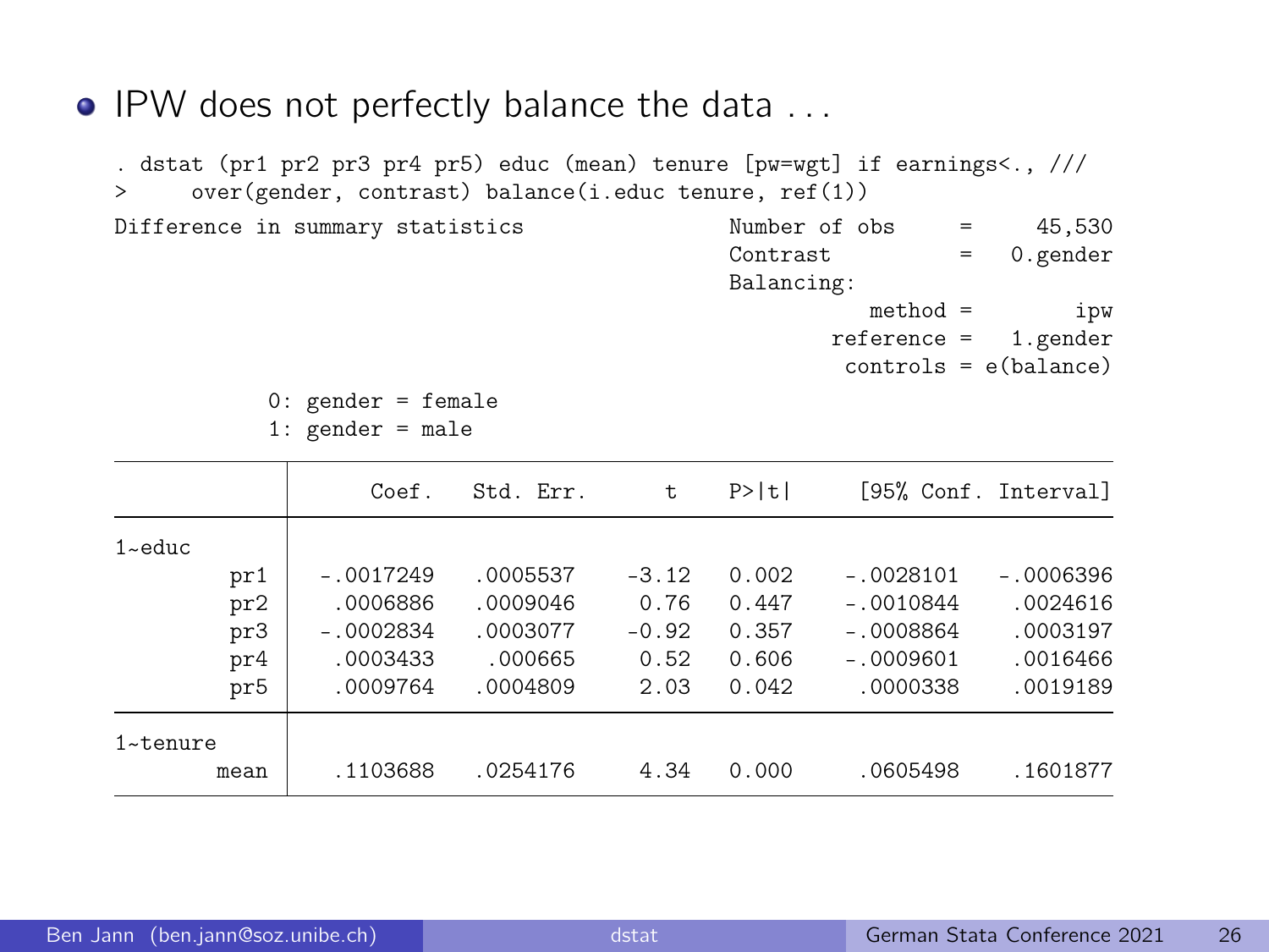- IPW does not perfectly balance the data . . .

```
. dstat (pr1 pr2 pr3 pr4 pr5) educ (mean) tenure [pw=wgt] if earnings<., ///
>     over(gender, contrast) balance(i.educ tenure, ref(1))
Difference in summary statistics                Number of obs     =     45,530
                                                Contrast          =   0.gender
                                                Balancing:
                                                           method =        ipw
                                                        reference =   1.gender
                                                         controls = e(balance)

            0: gender = female
            1: gender = male

--------------------------------------------------------------------------------
             |      Coef.   Std. Err.      t    P>|t|     [95% Conf. Interval]
-------------+------------------------------------------------------------------
1~educ       |
         pr1 |  -.0017249   .0005537    -3.12   0.002    -.0028101   -.0006396
         pr2 |   .0006886   .0009046     0.76   0.447    -.0010844    .0024616
         pr3 |  -.0002834   .0003077    -0.92   0.357    -.0008864    .0003197
         pr4 |   .0003433    .000665     0.52   0.606    -.0009601    .0016466
         pr5 |   .0009764   .0004809     2.03   0.042     .0000338    .0019189
-------------+------------------------------------------------------------------
1~tenure     |
        mean |   .1103688   .0254176     4.34   0.000     .0605498    .1601877
--------------------------------------------------------------------------------
```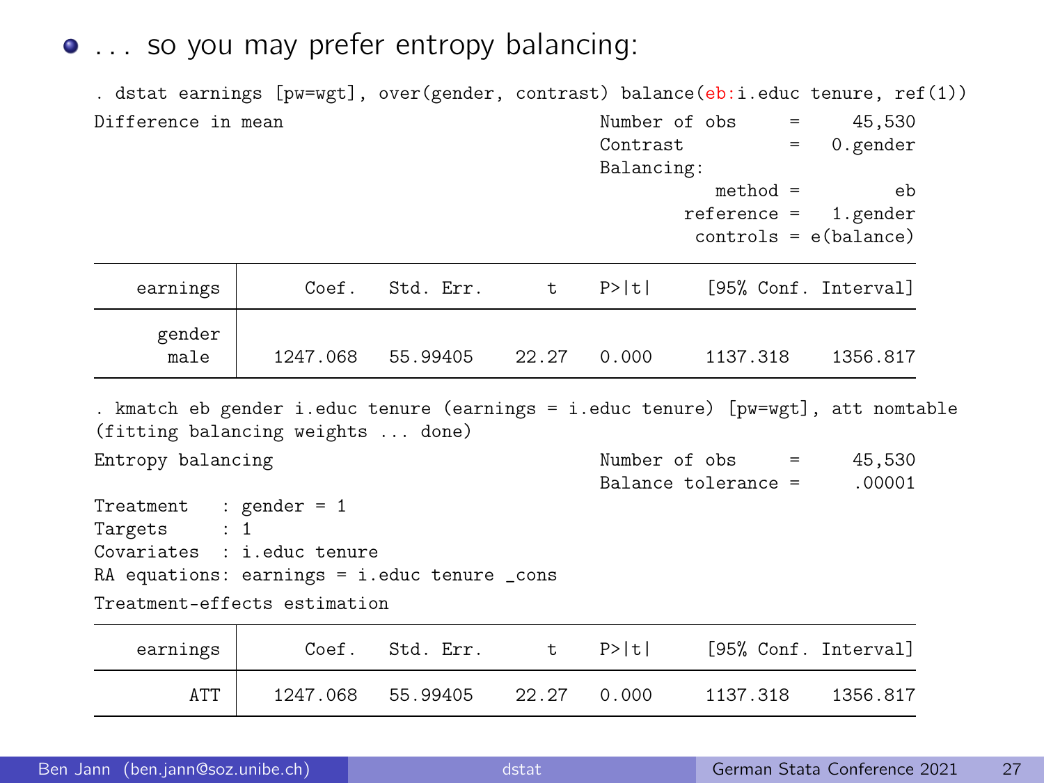- ... so you may prefer entropy balancing:

```
. dstat earnings [pw=wgt], over(gender, contrast) balance(eb:i.educ tenure, ref(1))
Difference in mean                              Number of obs     =     45,530
                                                Contrast          =   0.gender
                                                Balancing:
                                                         method =         eb
                                                      reference =   1.gender
                                                       controls = e(balance)

------------------------------------------------------------------------------
    earnings |      Coef.   Std. Err.      t    P>|t|     [95% Conf. Interval]
-------------+----------------------------------------------------------------
      gender |
        male |   1247.068   55.99405    22.27   0.000     1137.318    1356.817
------------------------------------------------------------------------------

. kmatch eb gender i.educ tenure (earnings = i.educ tenure) [pw=wgt], att nomtable
(fitting balancing weights ... done)
Entropy balancing                               Number of obs     =     45,530
                                                Balance tolerance =     .00001
Treatment   : gender = 1
Targets     : 1
Covariates  : i.educ tenure
RA equations: earnings = i.educ tenure _cons
Treatment-effects estimation
------------------------------------------------------------------------------
    earnings |      Coef.   Std. Err.      t    P>|t|     [95% Conf. Interval]
-------------+----------------------------------------------------------------
         ATT |   1247.068   55.99405    22.27   0.000     1137.318    1356.817
------------------------------------------------------------------------------
```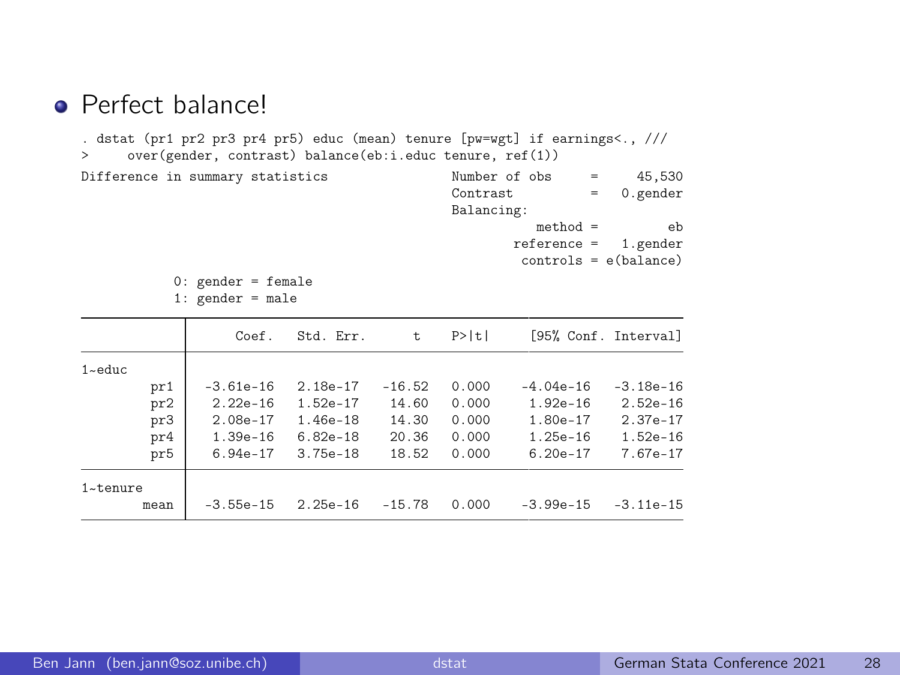- Perfect balance!

```
. dstat (pr1 pr2 pr3 pr4 pr5) educ (mean) tenure [pw=wgt] if earnings<., ///
>     over(gender, contrast) balance(eb:i.educ tenure, ref(1))

Difference in summary statistics              Number of obs     =     45,530
                                              Contrast          =   0.gender
                                              Balancing:
                                                        method =          eb
                                                     reference =    1.gender
                                                      controls = e(balance)

          0: gender = female
          1: gender = male

------------------------------------------------------------------------------
             |      Coef.   Std. Err.      t    P>|t|     [95% Conf. Interval]
-------------+----------------------------------------------------------------
1~educ       |
         pr1 |  -3.61e-16   2.18e-17   -16.52   0.000    -4.04e-16   -3.18e-16
         pr2 |   2.22e-16   1.52e-17    14.60   0.000     1.92e-16    2.52e-16
         pr3 |   2.08e-17   1.46e-18    14.30   0.000     1.80e-17    2.37e-17
         pr4 |   1.39e-16   6.82e-18    20.36   0.000     1.25e-16    1.52e-16
         pr5 |   6.94e-17   3.75e-18    18.52   0.000     6.20e-17    7.67e-17
-------------+----------------------------------------------------------------
1~tenure     |
        mean |  -3.55e-15   2.25e-16   -15.78   0.000    -3.99e-15   -3.11e-15
------------------------------------------------------------------------------
```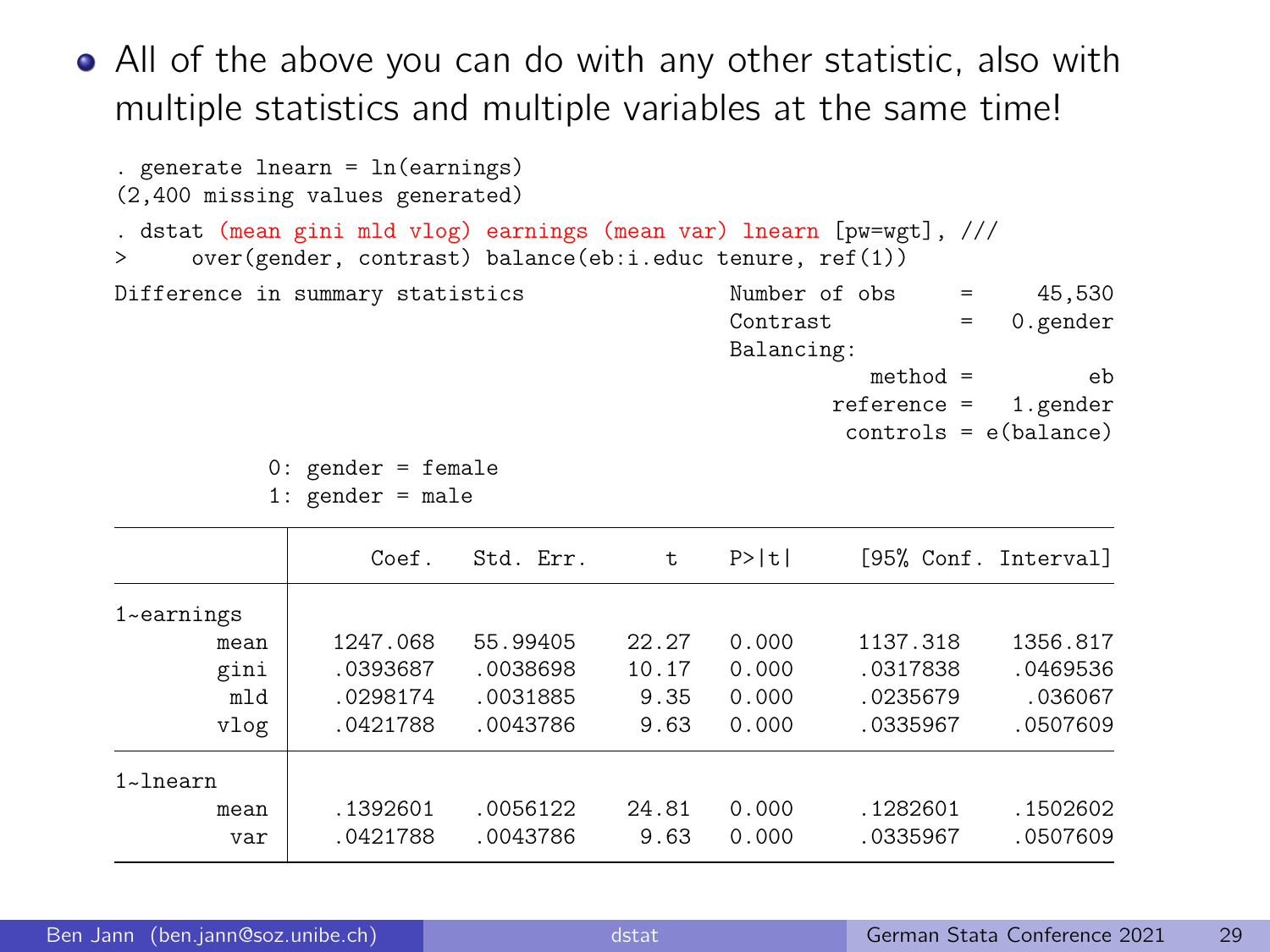- All of the above you can do with any other statistic, also with multiple statistics and multiple variables at the same time!

```
. generate lnearn = ln(earnings)
(2,400 missing values generated)

. dstat (mean gini mld vlog) earnings (mean var) lnearn [pw=wgt], ///
>     over(gender, contrast) balance(eb:i.educ tenure, ref(1))

Difference in summary statistics              Number of obs     =     45,530
                                              Contrast          =   0.gender
                                              Balancing:
                                                        method =         eb
                                                     reference =   1.gender
                                                      controls = e(balance)

            0: gender = female
            1: gender = male

--------------------------------------------------------------------------------
             |      Coef.   Std. Err.      t    P>|t|     [95% Conf. Interval]
-------------+------------------------------------------------------------------
1~earnings   |
        mean |   1247.068   55.99405    22.27   0.000     1137.318    1356.817
        gini |   .0393687   .0038698    10.17   0.000     .0317838    .0469536
         mld |   .0298174   .0031885     9.35   0.000     .0235679     .036067
        vlog |   .0421788   .0043786     9.63   0.000     .0335967    .0507609
-------------+------------------------------------------------------------------
1~lnearn     |
        mean |   .1392601   .0056122    24.81   0.000     .1282601    .1502602
         var |   .0421788   .0043786     9.63   0.000     .0335967    .0507609
--------------------------------------------------------------------------------
```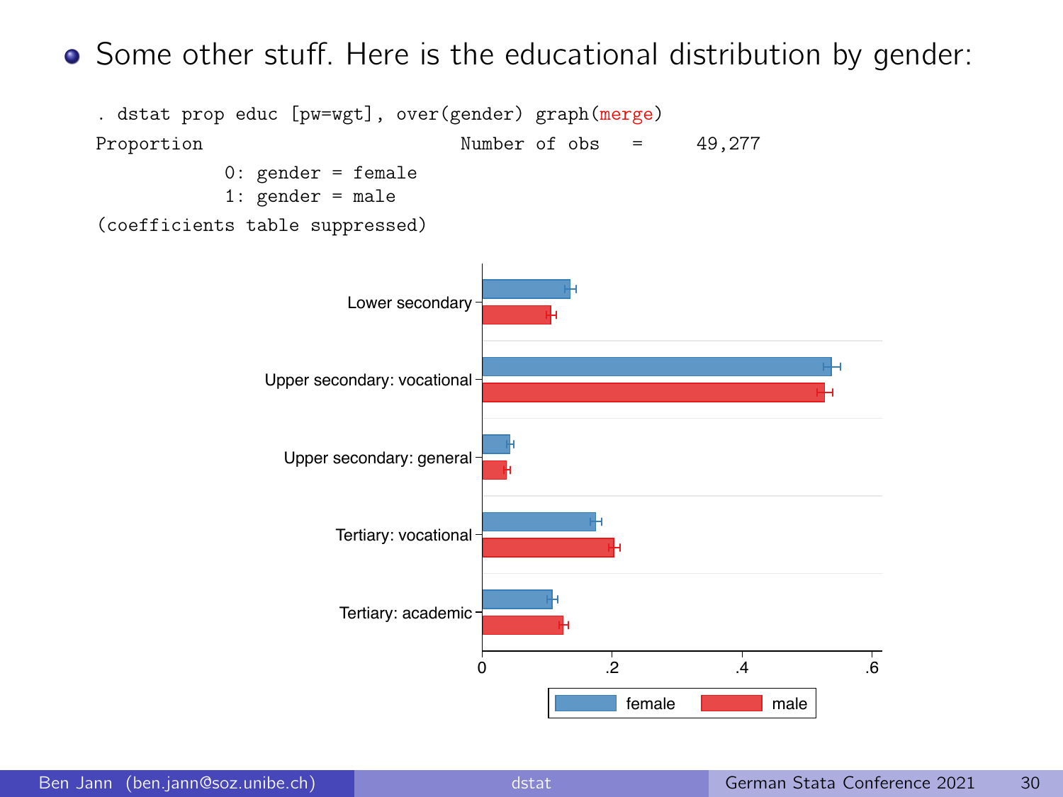- Some other stuff. Here is the educational distribution by gender:

```
. dstat prop educ [pw=wgt], over(gender) graph(merge)
Proportion                          Number of obs    =     49,277
            0: gender = female
            1: gender = male
(coefficients table suppressed)
```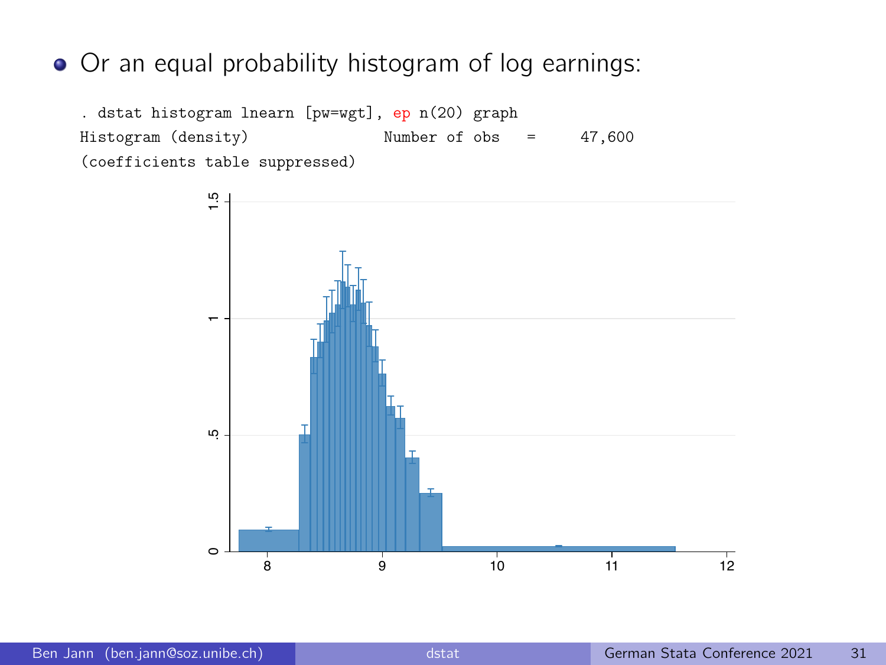- Or an equal probability histogram of log earnings:

```
. dstat histogram lnearn [pw=wgt], ep n(20) graph
Histogram (density)              Number of obs    =     47,600
(coefficients table suppressed)
```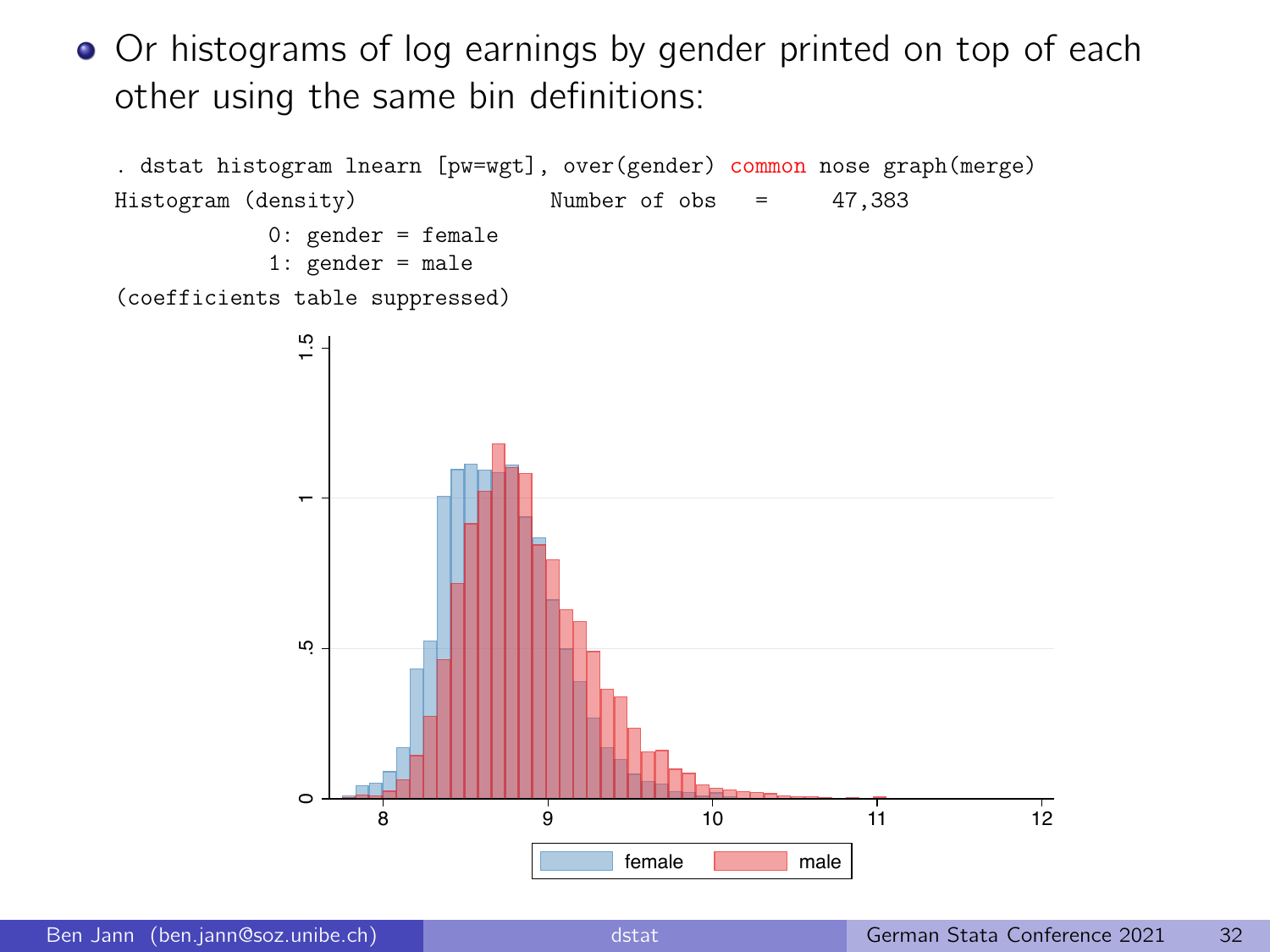- Or histograms of log earnings by gender printed on top of each other using the same bin definitions:

```
. dstat histogram lnearn [pw=wgt], over(gender) common nose graph(merge)
Histogram (density)                Number of obs   =     47,383
            0: gender = female
            1: gender = male
(coefficients table suppressed)
```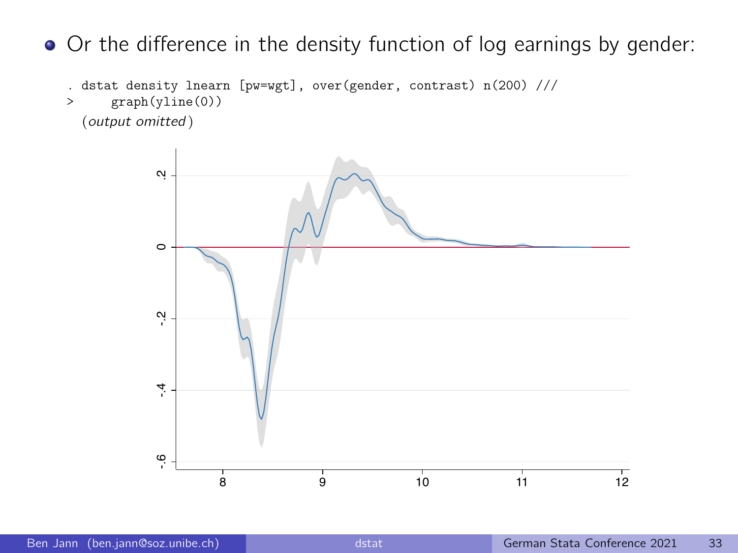- Or the difference in the density function of log earnings by gender:

```
. dstat density lnearn [pw=wgt], over(gender, contrast) n(200) ///
>     graph(yline(0))
  (output omitted)
```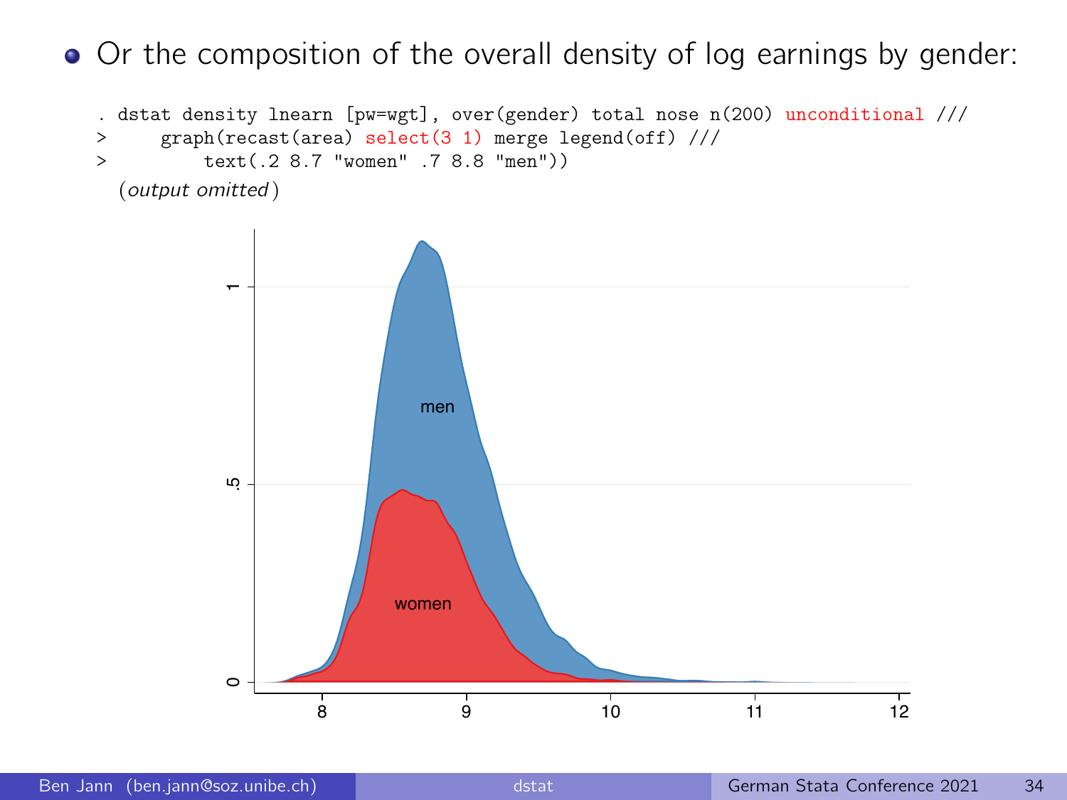- Or the composition of the overall density of log earnings by gender:

```
. dstat density lnearn [pw=wgt], over(gender) total nose n(200) unconditional ///
>     graph(recast(area) select(3 1) merge legend(off) ///
>         text(.2 8.7 "women" .7 8.8 "men"))
  (output omitted)
```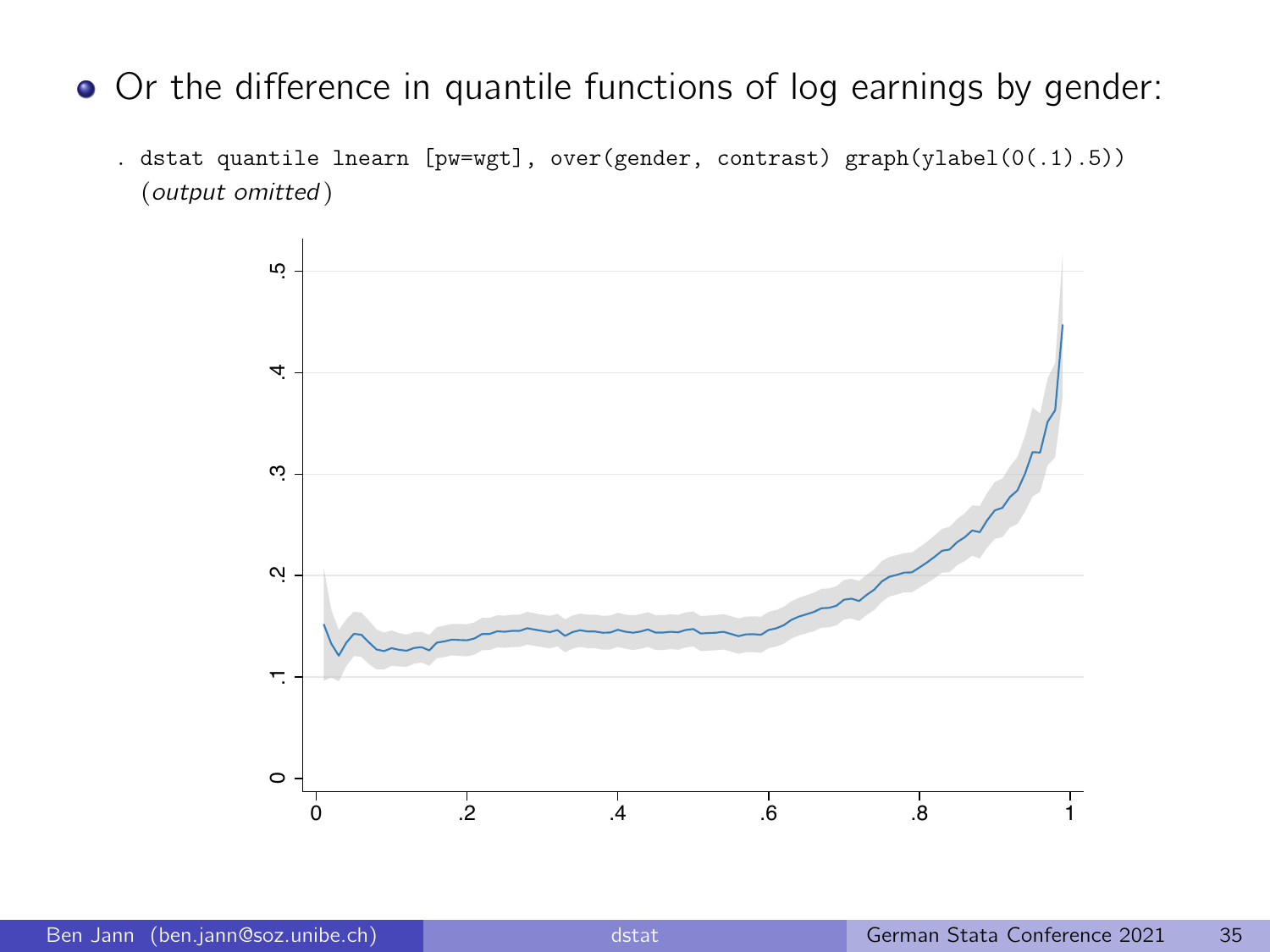- Or the difference in quantile functions of log earnings by gender:

```
. dstat quantile lnearn [pw=wgt], over(gender, contrast) graph(ylabel(0(.1).5))
  (output omitted)
```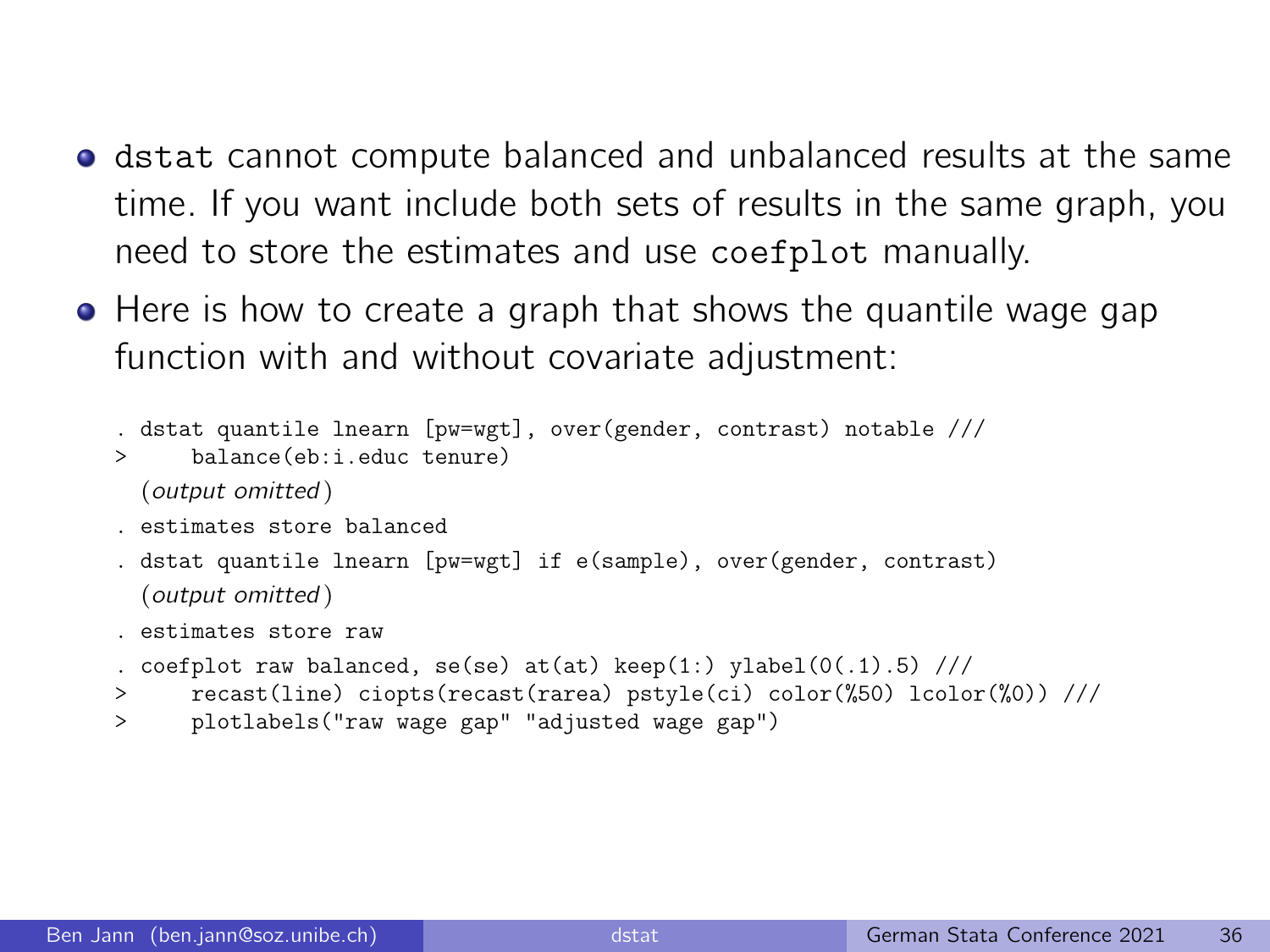- `dstat` cannot compute balanced and unbalanced results at the same time. If you want include both sets of results in the same graph, you need to store the estimates and use `coefplot` manually.
- Here is how to create a graph that shows the quantile wage gap function with and without covariate adjustment:

```
. dstat quantile lnearn [pw=wgt], over(gender, contrast) notable ///
>     balance(eb:i.educ tenure)
  (output omitted)
. estimates store balanced
. dstat quantile lnearn [pw=wgt] if e(sample), over(gender, contrast)
  (output omitted)
. estimates store raw
. coefplot raw balanced, se(se) at(at) keep(1:) ylabel(0(.1).5) ///
>     recast(line) ciopts(recast(rarea) pstyle(ci) color(%50) lcolor(%0)) ///
>     plotlabels("raw wage gap" "adjusted wage gap")
```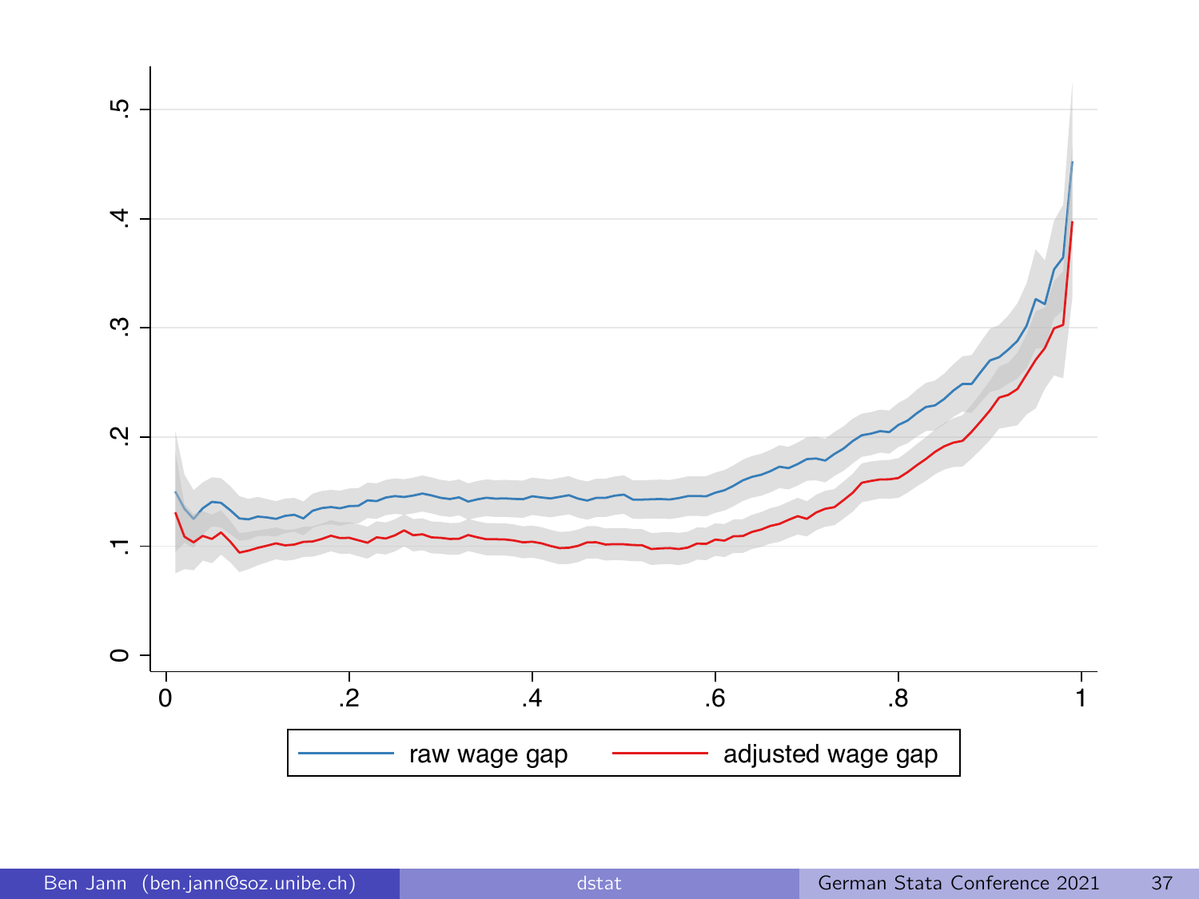raw wage gap — adjusted wage gap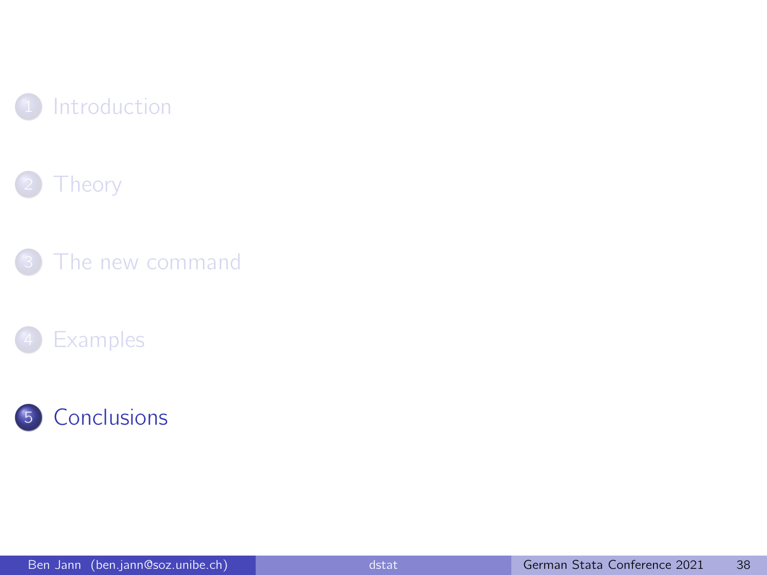1. Introduction
2. Theory
3. The new command
4. Examples
5. Conclusions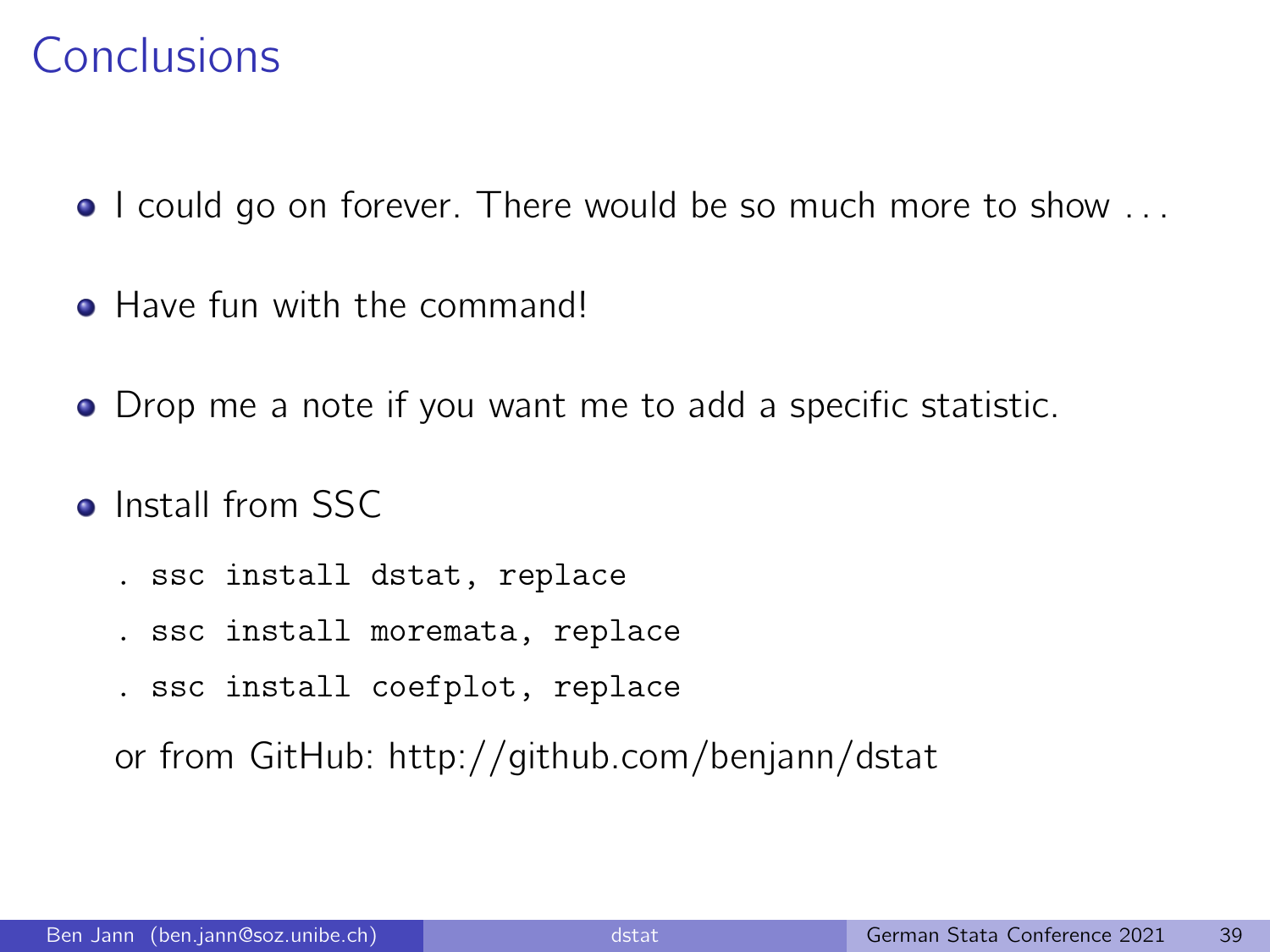# Conclusions

- I could go on forever. There would be so much more to show . . .
- Have fun with the command!
- Drop me a note if you want me to add a specific statistic.
- Install from SSC

  ```
  . ssc install dstat, replace
  . ssc install moremata, replace
  . ssc install coefplot, replace
  ```

  or from GitHub: http://github.com/benjann/dstat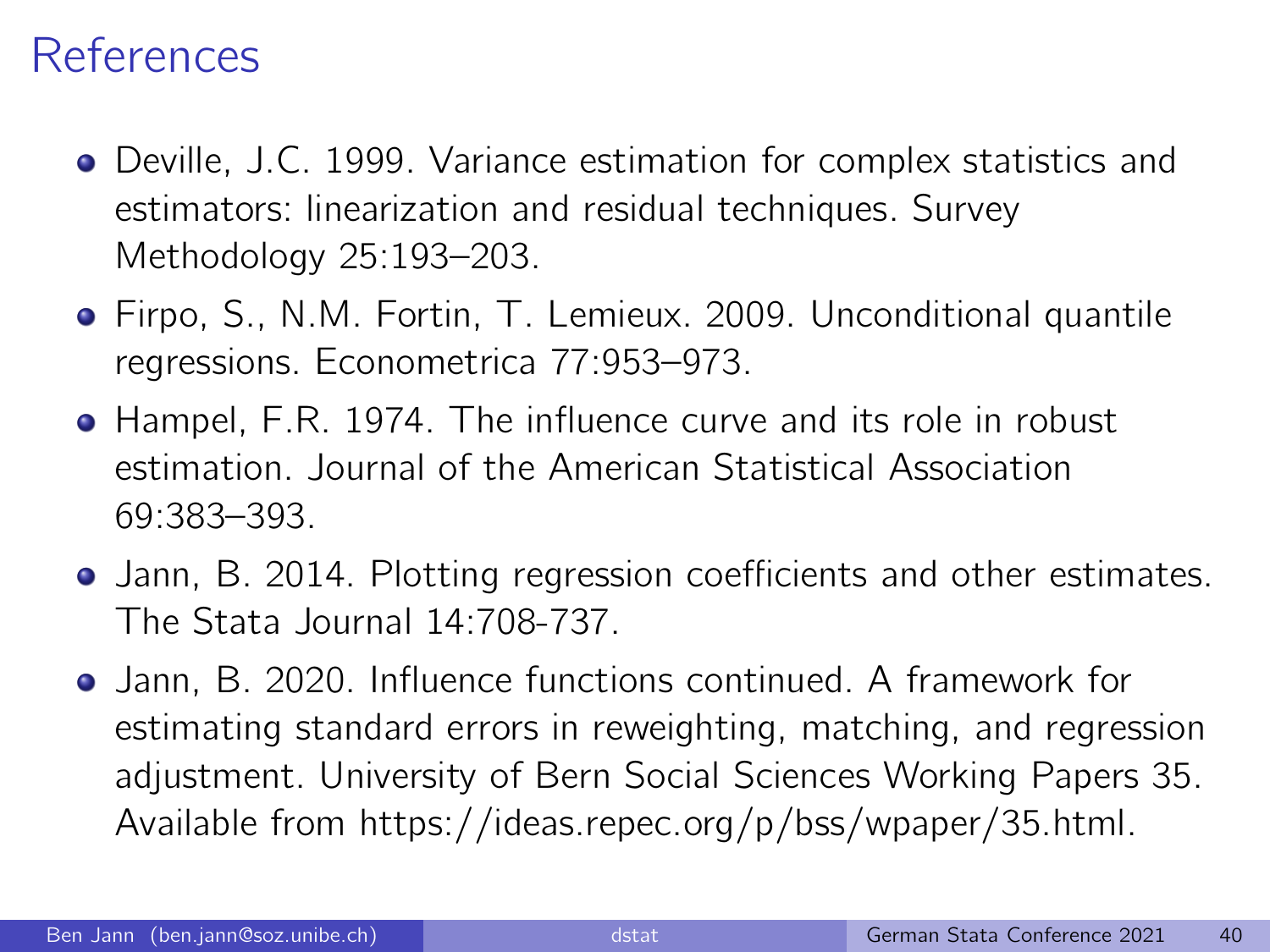# References

- Deville, J.C. 1999. Variance estimation for complex statistics and estimators: linearization and residual techniques. Survey Methodology 25:193–203.
- Firpo, S., N.M. Fortin, T. Lemieux. 2009. Unconditional quantile regressions. Econometrica 77:953–973.
- Hampel, F.R. 1974. The influence curve and its role in robust estimation. Journal of the American Statistical Association 69:383–393.
- Jann, B. 2014. Plotting regression coefficients and other estimates. The Stata Journal 14:708-737.
- Jann, B. 2020. Influence functions continued. A framework for estimating standard errors in reweighting, matching, and regression adjustment. University of Bern Social Sciences Working Papers 35. Available from https://ideas.repec.org/p/bss/wpaper/35.html.